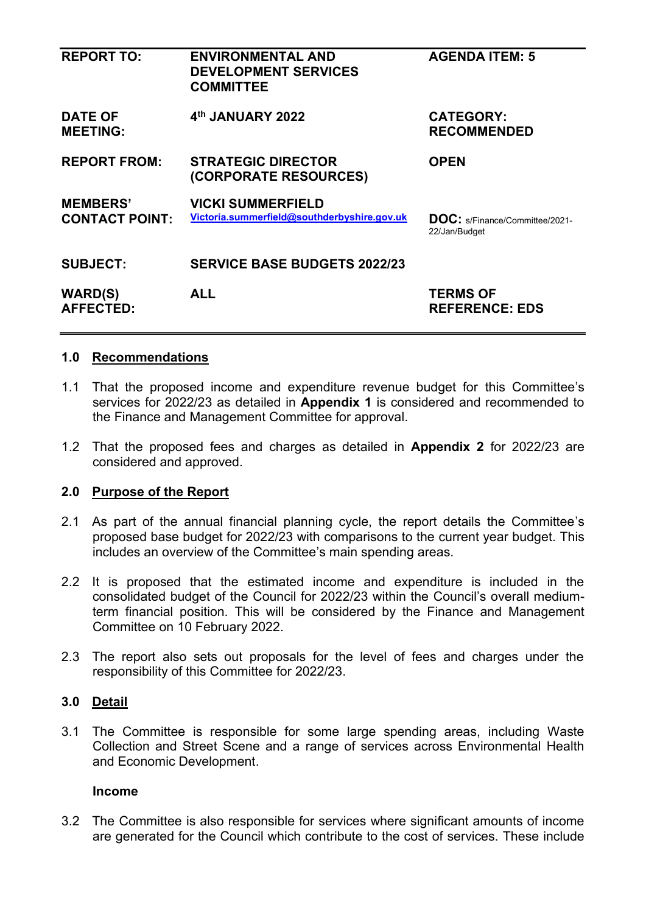| | | |
|---|---|---|
| **REPORT TO:** | **ENVIRONMENTAL AND DEVELOPMENT SERVICES COMMITTEE** | **AGENDA ITEM: 5** |
| **DATE OF MEETING:** | **4th JANUARY 2022** | **CATEGORY: RECOMMENDED** |
| **REPORT FROM:** | **STRATEGIC DIRECTOR (CORPORATE RESOURCES)** | **OPEN** |
| **MEMBERS' CONTACT POINT:** | **VICKI SUMMERFIELD** Victoria.summerfield@southderbyshire.gov.uk | **DOC:** s/Finance/Committee/2021-22/Jan/Budget |
| **SUBJECT:** | **SERVICE BASE BUDGETS 2022/23** | |
| **WARD(S) AFFECTED:** | **ALL** | **TERMS OF REFERENCE: EDS** |

## 1.0 Recommendations

1.1 That the proposed income and expenditure revenue budget for this Committee's services for 2022/23 as detailed in **Appendix 1** is considered and recommended to the Finance and Management Committee for approval.

1.2 That the proposed fees and charges as detailed in **Appendix 2** for 2022/23 are considered and approved.

## 2.0 Purpose of the Report

2.1 As part of the annual financial planning cycle, the report details the Committee's proposed base budget for 2022/23 with comparisons to the current year budget. This includes an overview of the Committee's main spending areas.

2.2 It is proposed that the estimated income and expenditure is included in the consolidated budget of the Council for 2022/23 within the Council's overall medium-term financial position. This will be considered by the Finance and Management Committee on 10 February 2022.

2.3 The report also sets out proposals for the level of fees and charges under the responsibility of this Committee for 2022/23.

## 3.0 Detail

3.1 The Committee is responsible for some large spending areas, including Waste Collection and Street Scene and a range of services across Environmental Health and Economic Development.

**Income**

3.2 The Committee is also responsible for services where significant amounts of income are generated for the Council which contribute to the cost of services. These include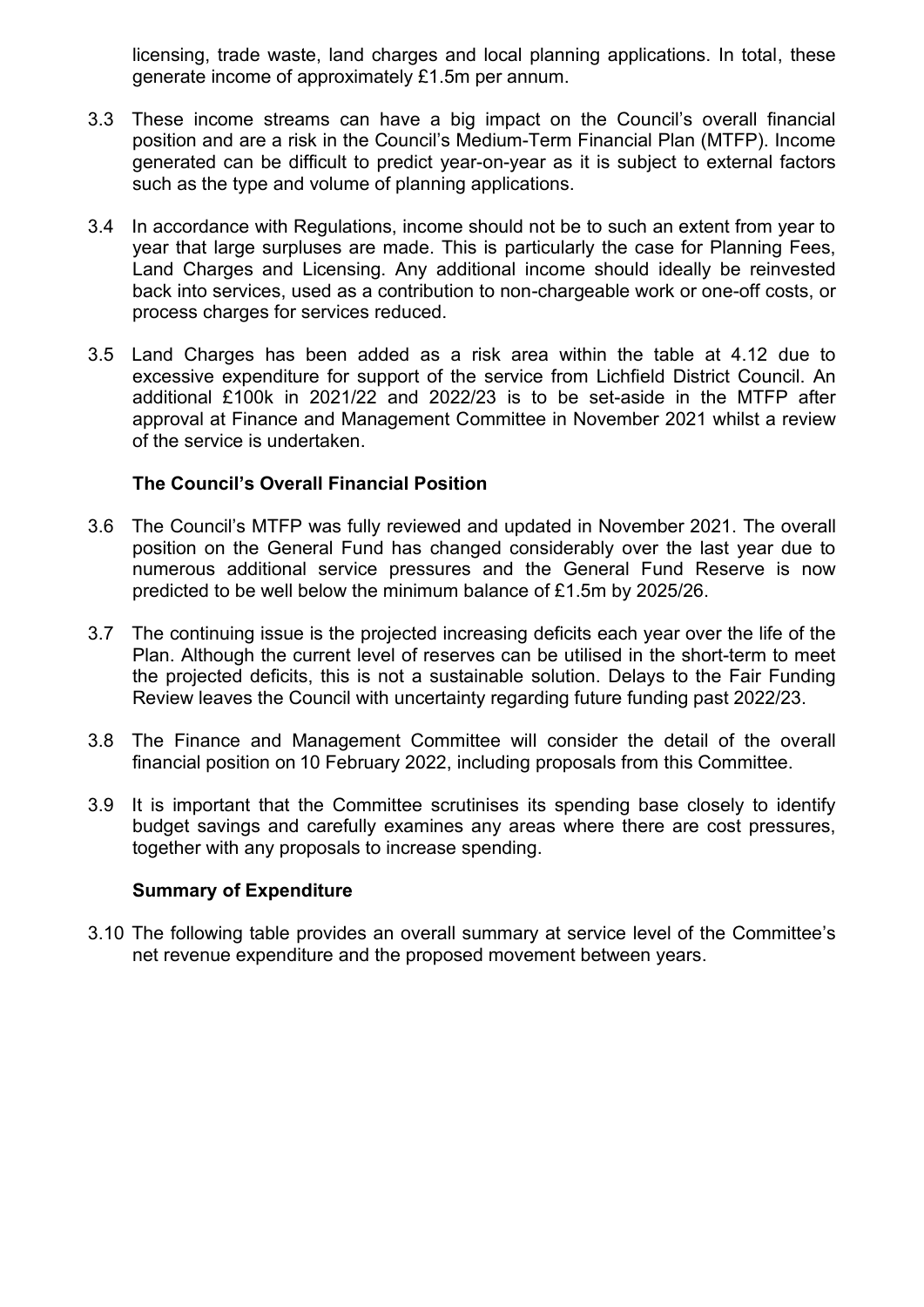licensing, trade waste, land charges and local planning applications. In total, these generate income of approximately £1.5m per annum.

3.3 These income streams can have a big impact on the Council's overall financial position and are a risk in the Council's Medium-Term Financial Plan (MTFP). Income generated can be difficult to predict year-on-year as it is subject to external factors such as the type and volume of planning applications.

3.4 In accordance with Regulations, income should not be to such an extent from year to year that large surpluses are made. This is particularly the case for Planning Fees, Land Charges and Licensing. Any additional income should ideally be reinvested back into services, used as a contribution to non-chargeable work or one-off costs, or process charges for services reduced.

3.5 Land Charges has been added as a risk area within the table at 4.12 due to excessive expenditure for support of the service from Lichfield District Council. An additional £100k in 2021/22 and 2022/23 is to be set-aside in the MTFP after approval at Finance and Management Committee in November 2021 whilst a review of the service is undertaken.

**The Council's Overall Financial Position**

3.6 The Council's MTFP was fully reviewed and updated in November 2021. The overall position on the General Fund has changed considerably over the last year due to numerous additional service pressures and the General Fund Reserve is now predicted to be well below the minimum balance of £1.5m by 2025/26.

3.7 The continuing issue is the projected increasing deficits each year over the life of the Plan. Although the current level of reserves can be utilised in the short-term to meet the projected deficits, this is not a sustainable solution. Delays to the Fair Funding Review leaves the Council with uncertainty regarding future funding past 2022/23.

3.8 The Finance and Management Committee will consider the detail of the overall financial position on 10 February 2022, including proposals from this Committee.

3.9 It is important that the Committee scrutinises its spending base closely to identify budget savings and carefully examines any areas where there are cost pressures, together with any proposals to increase spending.

**Summary of Expenditure**

3.10 The following table provides an overall summary at service level of the Committee's net revenue expenditure and the proposed movement between years.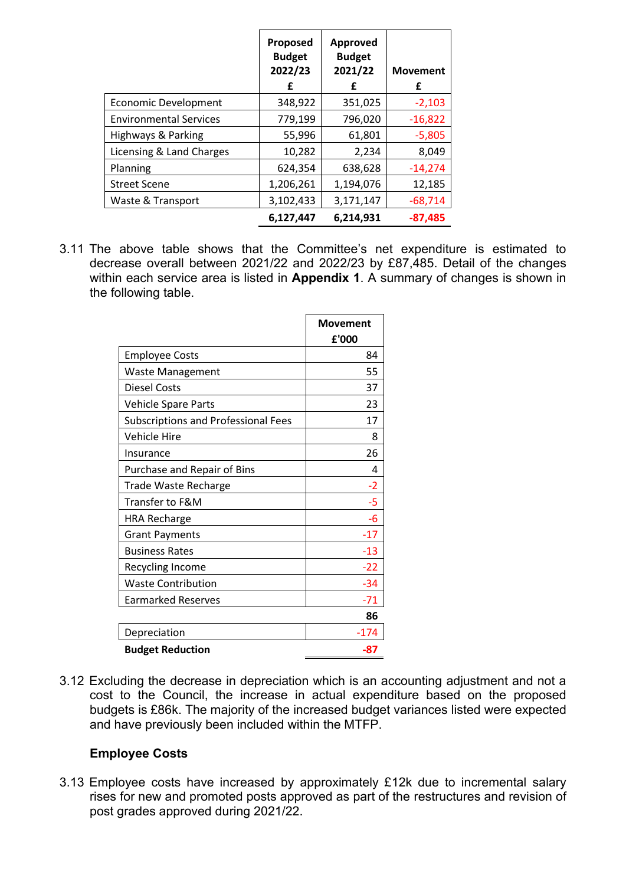| | Proposed Budget 2022/23 £ | Approved Budget 2021/22 £ | Movement £ |
|---|---|---|---|
| Economic Development | 348,922 | 351,025 | -2,103 |
| Environmental Services | 779,199 | 796,020 | -16,822 |
| Highways & Parking | 55,996 | 61,801 | -5,805 |
| Licensing & Land Charges | 10,282 | 2,234 | 8,049 |
| Planning | 624,354 | 638,628 | -14,274 |
| Street Scene | 1,206,261 | 1,194,076 | 12,185 |
| Waste & Transport | 3,102,433 | 3,171,147 | -68,714 |
| | **6,127,447** | **6,214,931** | **-87,485** |

3.11 The above table shows that the Committee's net expenditure is estimated to decrease overall between 2021/22 and 2022/23 by £87,485. Detail of the changes within each service area is listed in **Appendix 1**. A summary of changes is shown in the following table.

| | Movement £'000 |
|---|---|
| Employee Costs | 84 |
| Waste Management | 55 |
| Diesel Costs | 37 |
| Vehicle Spare Parts | 23 |
| Subscriptions and Professional Fees | 17 |
| Vehicle Hire | 8 |
| Insurance | 26 |
| Purchase and Repair of Bins | 4 |
| Trade Waste Recharge | -2 |
| Transfer to F&M | -5 |
| HRA Recharge | -6 |
| Grant Payments | -17 |
| Business Rates | -13 |
| Recycling Income | -22 |
| Waste Contribution | -34 |
| Earmarked Reserves | -71 |
| | **86** |
| Depreciation | -174 |
| **Budget Reduction** | **-87** |

3.12 Excluding the decrease in depreciation which is an accounting adjustment and not a cost to the Council, the increase in actual expenditure based on the proposed budgets is £86k. The majority of the increased budget variances listed were expected and have previously been included within the MTFP.

**Employee Costs**

3.13 Employee costs have increased by approximately £12k due to incremental salary rises for new and promoted posts approved as part of the restructures and revision of post grades approved during 2021/22.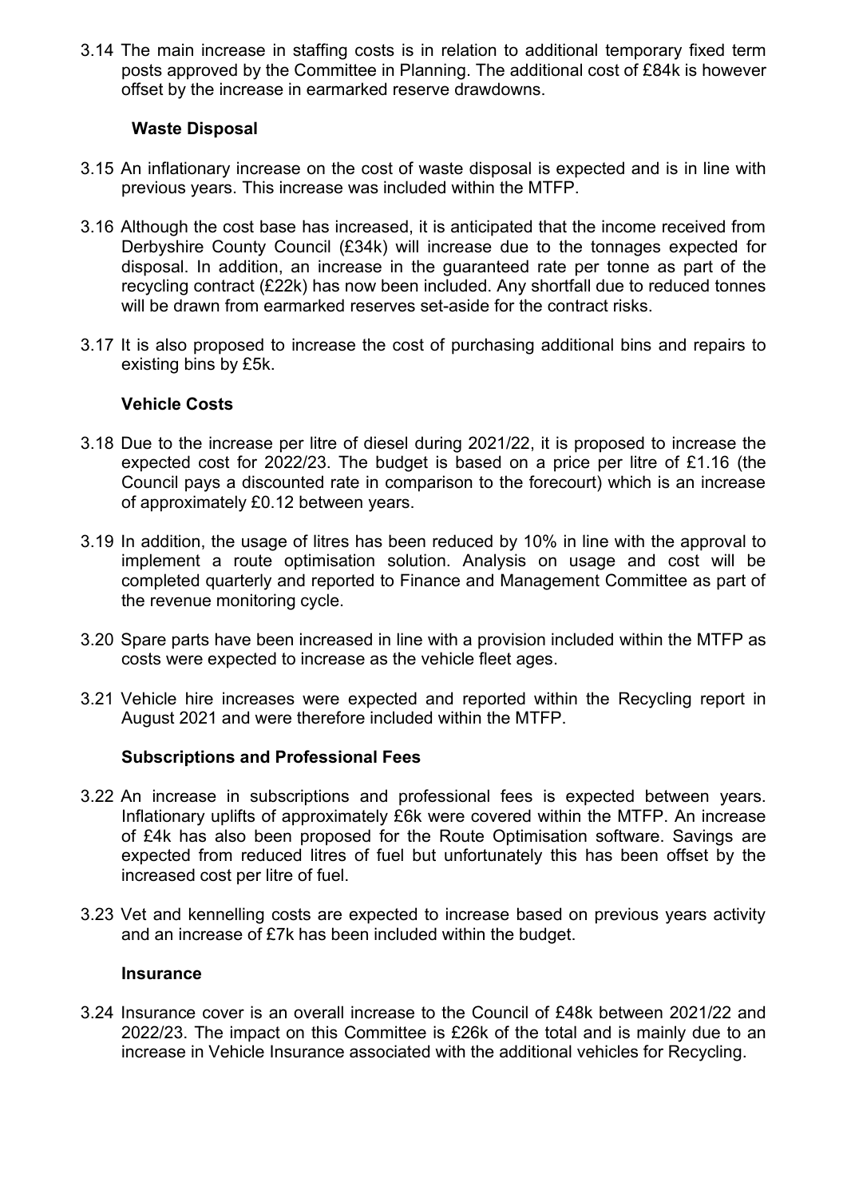3.14 The main increase in staffing costs is in relation to additional temporary fixed term posts approved by the Committee in Planning. The additional cost of £84k is however offset by the increase in earmarked reserve drawdowns.

**Waste Disposal**

3.15 An inflationary increase on the cost of waste disposal is expected and is in line with previous years. This increase was included within the MTFP.

3.16 Although the cost base has increased, it is anticipated that the income received from Derbyshire County Council (£34k) will increase due to the tonnages expected for disposal. In addition, an increase in the guaranteed rate per tonne as part of the recycling contract (£22k) has now been included. Any shortfall due to reduced tonnes will be drawn from earmarked reserves set-aside for the contract risks.

3.17 It is also proposed to increase the cost of purchasing additional bins and repairs to existing bins by £5k.

**Vehicle Costs**

3.18 Due to the increase per litre of diesel during 2021/22, it is proposed to increase the expected cost for 2022/23. The budget is based on a price per litre of £1.16 (the Council pays a discounted rate in comparison to the forecourt) which is an increase of approximately £0.12 between years.

3.19 In addition, the usage of litres has been reduced by 10% in line with the approval to implement a route optimisation solution. Analysis on usage and cost will be completed quarterly and reported to Finance and Management Committee as part of the revenue monitoring cycle.

3.20 Spare parts have been increased in line with a provision included within the MTFP as costs were expected to increase as the vehicle fleet ages.

3.21 Vehicle hire increases were expected and reported within the Recycling report in August 2021 and were therefore included within the MTFP.

**Subscriptions and Professional Fees**

3.22 An increase in subscriptions and professional fees is expected between years. Inflationary uplifts of approximately £6k were covered within the MTFP. An increase of £4k has also been proposed for the Route Optimisation software. Savings are expected from reduced litres of fuel but unfortunately this has been offset by the increased cost per litre of fuel.

3.23 Vet and kennelling costs are expected to increase based on previous years activity and an increase of £7k has been included within the budget.

**Insurance**

3.24 Insurance cover is an overall increase to the Council of £48k between 2021/22 and 2022/23. The impact on this Committee is £26k of the total and is mainly due to an increase in Vehicle Insurance associated with the additional vehicles for Recycling.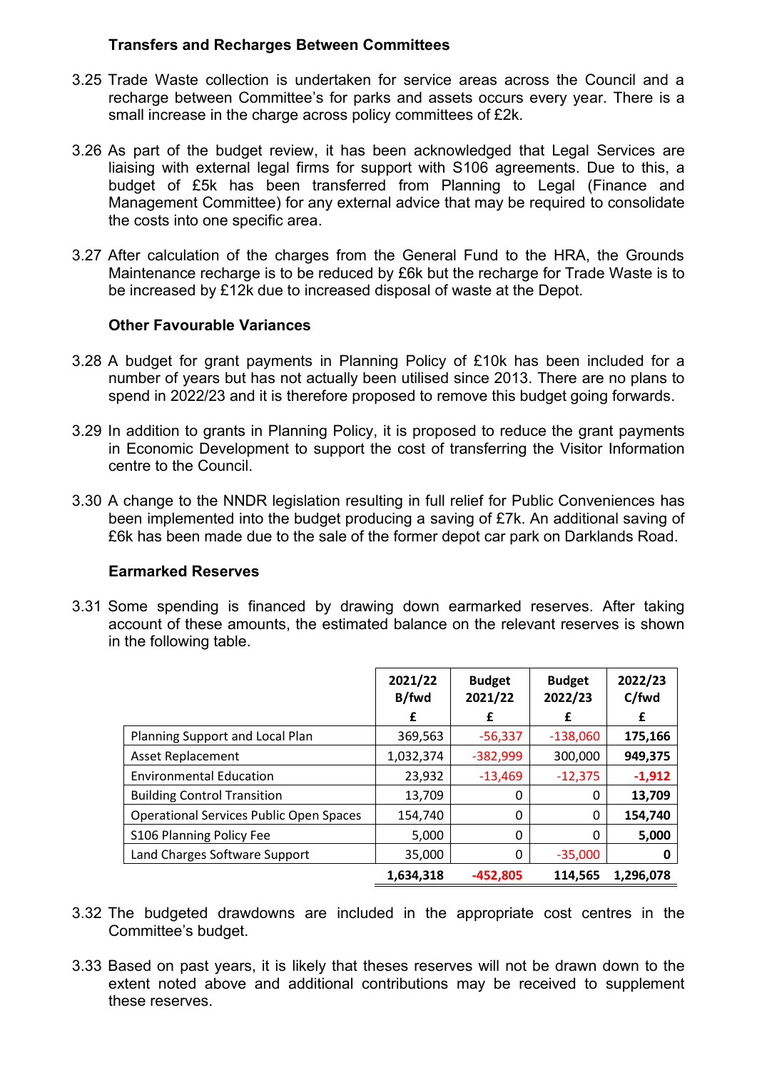**Transfers and Recharges Between Committees**

3.25 Trade Waste collection is undertaken for service areas across the Council and a recharge between Committee's for parks and assets occurs every year. There is a small increase in the charge across policy committees of £2k.

3.26 As part of the budget review, it has been acknowledged that Legal Services are liaising with external legal firms for support with S106 agreements. Due to this, a budget of £5k has been transferred from Planning to Legal (Finance and Management Committee) for any external advice that may be required to consolidate the costs into one specific area.

3.27 After calculation of the charges from the General Fund to the HRA, the Grounds Maintenance recharge is to be reduced by £6k but the recharge for Trade Waste is to be increased by £12k due to increased disposal of waste at the Depot.

**Other Favourable Variances**

3.28 A budget for grant payments in Planning Policy of £10k has been included for a number of years but has not actually been utilised since 2013. There are no plans to spend in 2022/23 and it is therefore proposed to remove this budget going forwards.

3.29 In addition to grants in Planning Policy, it is proposed to reduce the grant payments in Economic Development to support the cost of transferring the Visitor Information centre to the Council.

3.30 A change to the NNDR legislation resulting in full relief for Public Conveniences has been implemented into the budget producing a saving of £7k. An additional saving of £6k has been made due to the sale of the former depot car park on Darklands Road.

**Earmarked Reserves**

3.31 Some spending is financed by drawing down earmarked reserves. After taking account of these amounts, the estimated balance on the relevant reserves is shown in the following table.

| | 2021/22 B/fwd £ | Budget 2021/22 £ | Budget 2022/23 £ | 2022/23 C/fwd £ |
|---|---|---|---|---|
| Planning Support and Local Plan | 369,563 | -56,337 | -138,060 | **175,166** |
| Asset Replacement | 1,032,374 | -382,999 | 300,000 | **949,375** |
| Environmental Education | 23,932 | -13,469 | -12,375 | **-1,912** |
| Building Control Transition | 13,709 | 0 | 0 | **13,709** |
| Operational Services Public Open Spaces | 154,740 | 0 | 0 | **154,740** |
| S106 Planning Policy Fee | 5,000 | 0 | 0 | **5,000** |
| Land Charges Software Support | 35,000 | 0 | -35,000 | **0** |
| | **1,634,318** | **-452,805** | **114,565** | **1,296,078** |

3.32 The budgeted drawdowns are included in the appropriate cost centres in the Committee's budget.

3.33 Based on past years, it is likely that theses reserves will not be drawn down to the extent noted above and additional contributions may be received to supplement these reserves.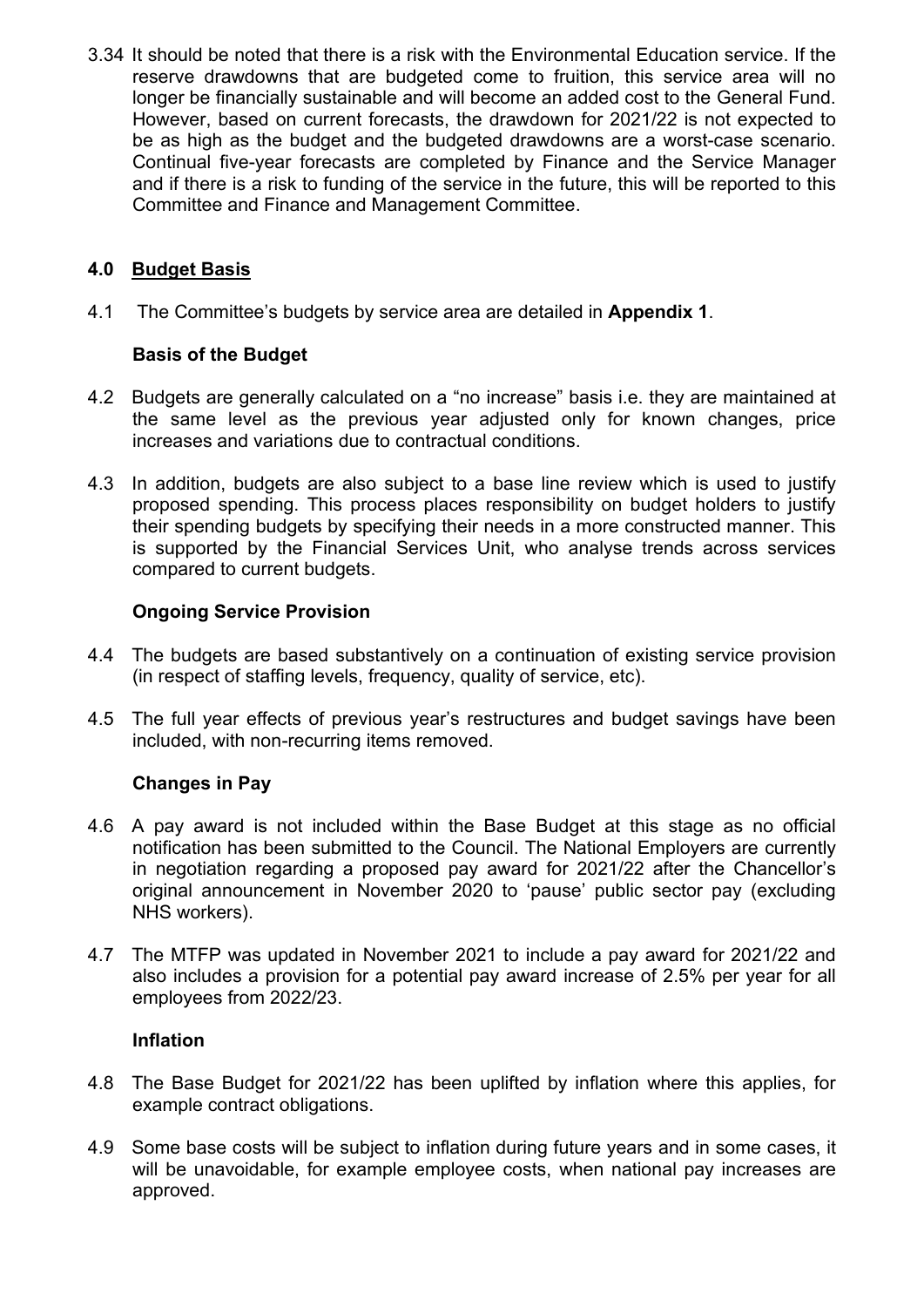3.34 It should be noted that there is a risk with the Environmental Education service. If the reserve drawdowns that are budgeted come to fruition, this service area will no longer be financially sustainable and will become an added cost to the General Fund. However, based on current forecasts, the drawdown for 2021/22 is not expected to be as high as the budget and the budgeted drawdowns are a worst-case scenario. Continual five-year forecasts are completed by Finance and the Service Manager and if there is a risk to funding of the service in the future, this will be reported to this Committee and Finance and Management Committee.

## 4.0 Budget Basis

4.1 The Committee's budgets by service area are detailed in **Appendix 1**.

### Basis of the Budget

4.2 Budgets are generally calculated on a "no increase" basis i.e. they are maintained at the same level as the previous year adjusted only for known changes, price increases and variations due to contractual conditions.

4.3 In addition, budgets are also subject to a base line review which is used to justify proposed spending. This process places responsibility on budget holders to justify their spending budgets by specifying their needs in a more constructed manner. This is supported by the Financial Services Unit, who analyse trends across services compared to current budgets.

### Ongoing Service Provision

4.4 The budgets are based substantively on a continuation of existing service provision (in respect of staffing levels, frequency, quality of service, etc).

4.5 The full year effects of previous year's restructures and budget savings have been included, with non-recurring items removed.

### Changes in Pay

4.6 A pay award is not included within the Base Budget at this stage as no official notification has been submitted to the Council. The National Employers are currently in negotiation regarding a proposed pay award for 2021/22 after the Chancellor's original announcement in November 2020 to 'pause' public sector pay (excluding NHS workers).

4.7 The MTFP was updated in November 2021 to include a pay award for 2021/22 and also includes a provision for a potential pay award increase of 2.5% per year for all employees from 2022/23.

### Inflation

4.8 The Base Budget for 2021/22 has been uplifted by inflation where this applies, for example contract obligations.

4.9 Some base costs will be subject to inflation during future years and in some cases, it will be unavoidable, for example employee costs, when national pay increases are approved.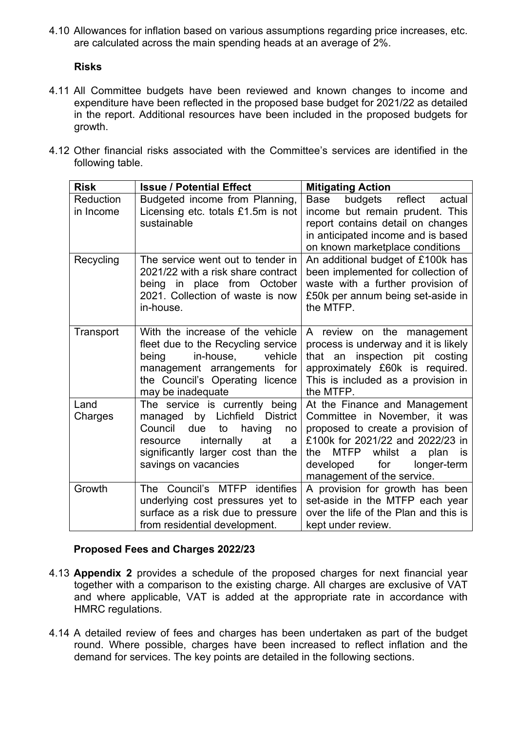4.10 Allowances for inflation based on various assumptions regarding price increases, etc. are calculated across the main spending heads at an average of 2%.

**Risks**

4.11 All Committee budgets have been reviewed and known changes to income and expenditure have been reflected in the proposed base budget for 2021/22 as detailed in the report. Additional resources have been included in the proposed budgets for growth.

4.12 Other financial risks associated with the Committee's services are identified in the following table.

| Risk | Issue / Potential Effect | Mitigating Action |
|---|---|---|
| Reduction in Income | Budgeted income from Planning, Licensing etc. totals £1.5m is not sustainable | Base budgets reflect actual income but remain prudent. This report contains detail on changes in anticipated income and is based on known marketplace conditions |
| Recycling | The service went out to tender in 2021/22 with a risk share contract being in place from October 2021. Collection of waste is now in-house. | An additional budget of £100k has been implemented for collection of waste with a further provision of £50k per annum being set-aside in the MTFP. |
| Transport | With the increase of the vehicle fleet due to the Recycling service being in-house, vehicle management arrangements for the Council's Operating licence may be inadequate | A review on the management process is underway and it is likely that an inspection pit costing approximately £60k is required. This is included as a provision in the MTFP. |
| Land Charges | The service is currently being managed by Lichfield District Council due to having no resource internally at a significantly larger cost than the savings on vacancies | At the Finance and Management Committee in November, it was proposed to create a provision of £100k for 2021/22 and 2022/23 in the MTFP whilst a plan is developed for longer-term management of the service. |
| Growth | The Council's MTFP identifies underlying cost pressures yet to surface as a risk due to pressure from residential development. | A provision for growth has been set-aside in the MTFP each year over the life of the Plan and this is kept under review. |

**Proposed Fees and Charges 2022/23**

4.13 **Appendix 2** provides a schedule of the proposed charges for next financial year together with a comparison to the existing charge. All charges are exclusive of VAT and where applicable, VAT is added at the appropriate rate in accordance with HMRC regulations.

4.14 A detailed review of fees and charges has been undertaken as part of the budget round. Where possible, charges have been increased to reflect inflation and the demand for services. The key points are detailed in the following sections.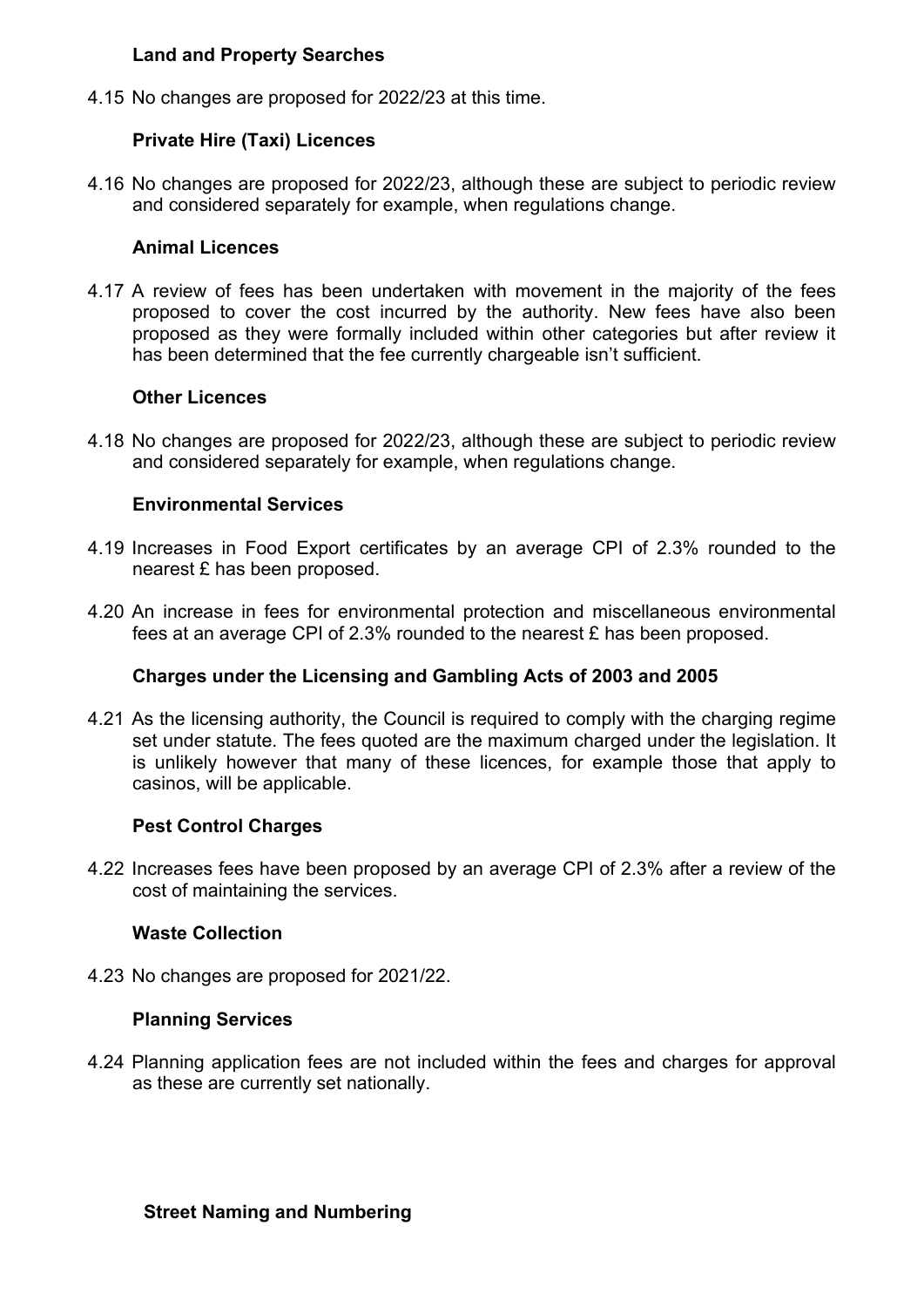**Land and Property Searches**

4.15 No changes are proposed for 2022/23 at this time.

**Private Hire (Taxi) Licences**

4.16 No changes are proposed for 2022/23, although these are subject to periodic review and considered separately for example, when regulations change.

**Animal Licences**

4.17 A review of fees has been undertaken with movement in the majority of the fees proposed to cover the cost incurred by the authority. New fees have also been proposed as they were formally included within other categories but after review it has been determined that the fee currently chargeable isn't sufficient.

**Other Licences**

4.18 No changes are proposed for 2022/23, although these are subject to periodic review and considered separately for example, when regulations change.

**Environmental Services**

4.19 Increases in Food Export certificates by an average CPI of 2.3% rounded to the nearest £ has been proposed.

4.20 An increase in fees for environmental protection and miscellaneous environmental fees at an average CPI of 2.3% rounded to the nearest £ has been proposed.

**Charges under the Licensing and Gambling Acts of 2003 and 2005**

4.21 As the licensing authority, the Council is required to comply with the charging regime set under statute. The fees quoted are the maximum charged under the legislation. It is unlikely however that many of these licences, for example those that apply to casinos, will be applicable.

**Pest Control Charges**

4.22 Increases fees have been proposed by an average CPI of 2.3% after a review of the cost of maintaining the services.

**Waste Collection**

4.23 No changes are proposed for 2021/22.

**Planning Services**

4.24 Planning application fees are not included within the fees and charges for approval as these are currently set nationally.

**Street Naming and Numbering**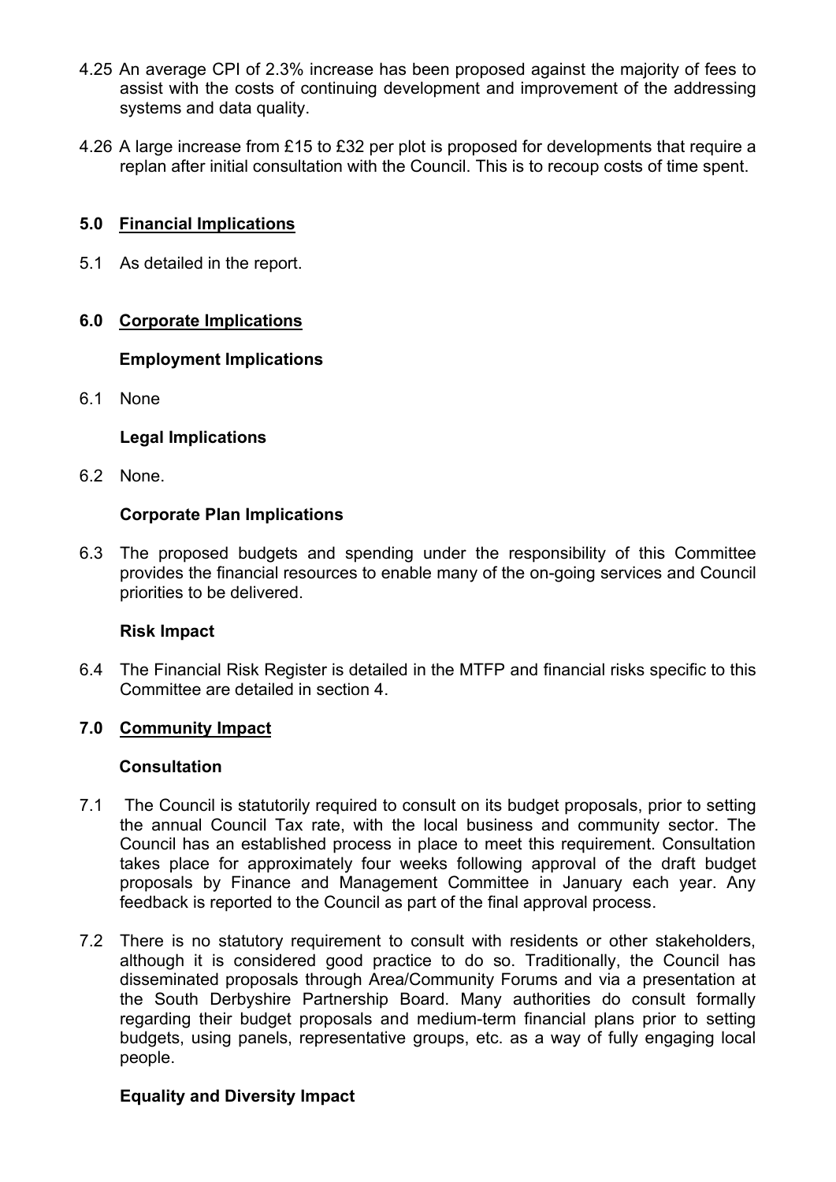4.25 An average CPI of 2.3% increase has been proposed against the majority of fees to assist with the costs of continuing development and improvement of the addressing systems and data quality.

4.26 A large increase from £15 to £32 per plot is proposed for developments that require a replan after initial consultation with the Council. This is to recoup costs of time spent.

## 5.0 Financial Implications

5.1 As detailed in the report.

## 6.0 Corporate Implications

### Employment Implications

6.1 None

### Legal Implications

6.2 None.

### Corporate Plan Implications

6.3 The proposed budgets and spending under the responsibility of this Committee provides the financial resources to enable many of the on-going services and Council priorities to be delivered.

### Risk Impact

6.4 The Financial Risk Register is detailed in the MTFP and financial risks specific to this Committee are detailed in section 4.

## 7.0 Community Impact

### Consultation

7.1 The Council is statutorily required to consult on its budget proposals, prior to setting the annual Council Tax rate, with the local business and community sector. The Council has an established process in place to meet this requirement. Consultation takes place for approximately four weeks following approval of the draft budget proposals by Finance and Management Committee in January each year. Any feedback is reported to the Council as part of the final approval process.

7.2 There is no statutory requirement to consult with residents or other stakeholders, although it is considered good practice to do so. Traditionally, the Council has disseminated proposals through Area/Community Forums and via a presentation at the South Derbyshire Partnership Board. Many authorities do consult formally regarding their budget proposals and medium-term financial plans prior to setting budgets, using panels, representative groups, etc. as a way of fully engaging local people.

### Equality and Diversity Impact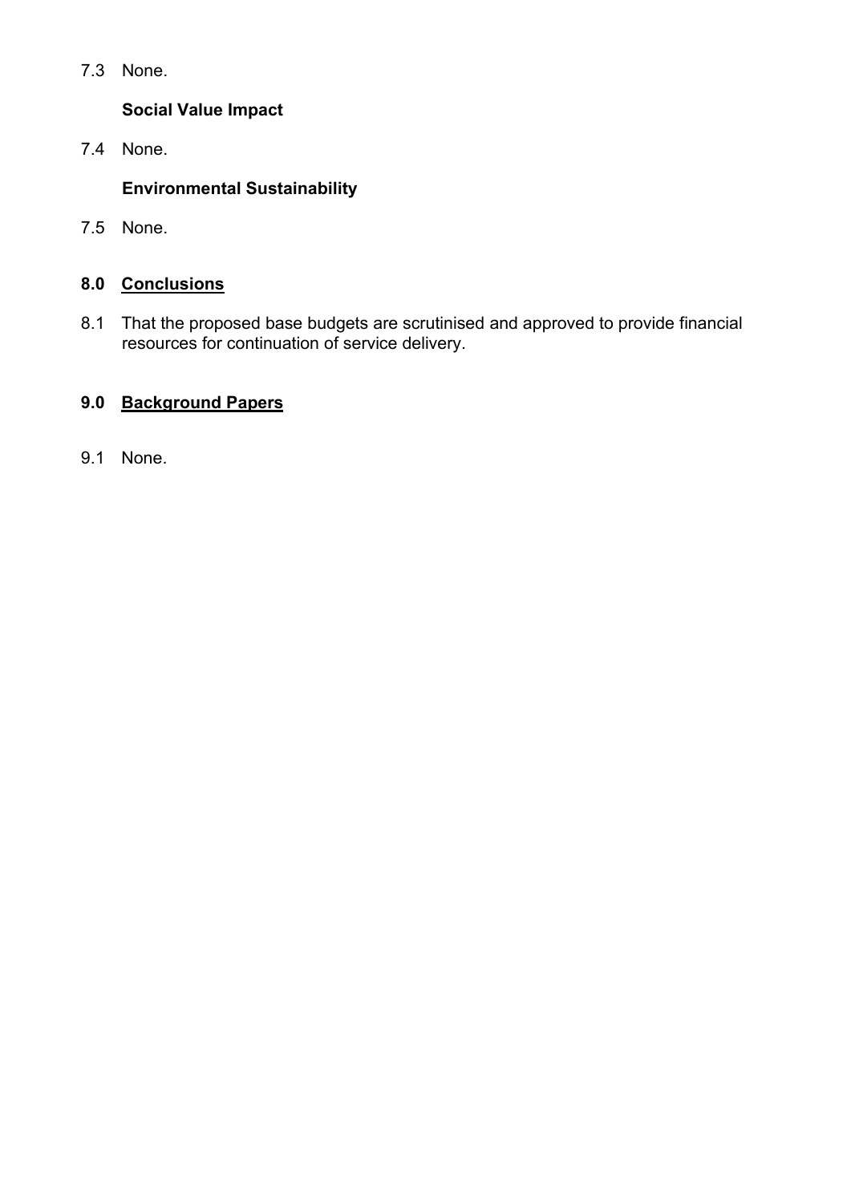7.3 None.

**Social Value Impact**

7.4 None.

**Environmental Sustainability**

7.5 None.

## 8.0 Conclusions

8.1 That the proposed base budgets are scrutinised and approved to provide financial resources for continuation of service delivery.

## 9.0 Background Papers

9.1 None.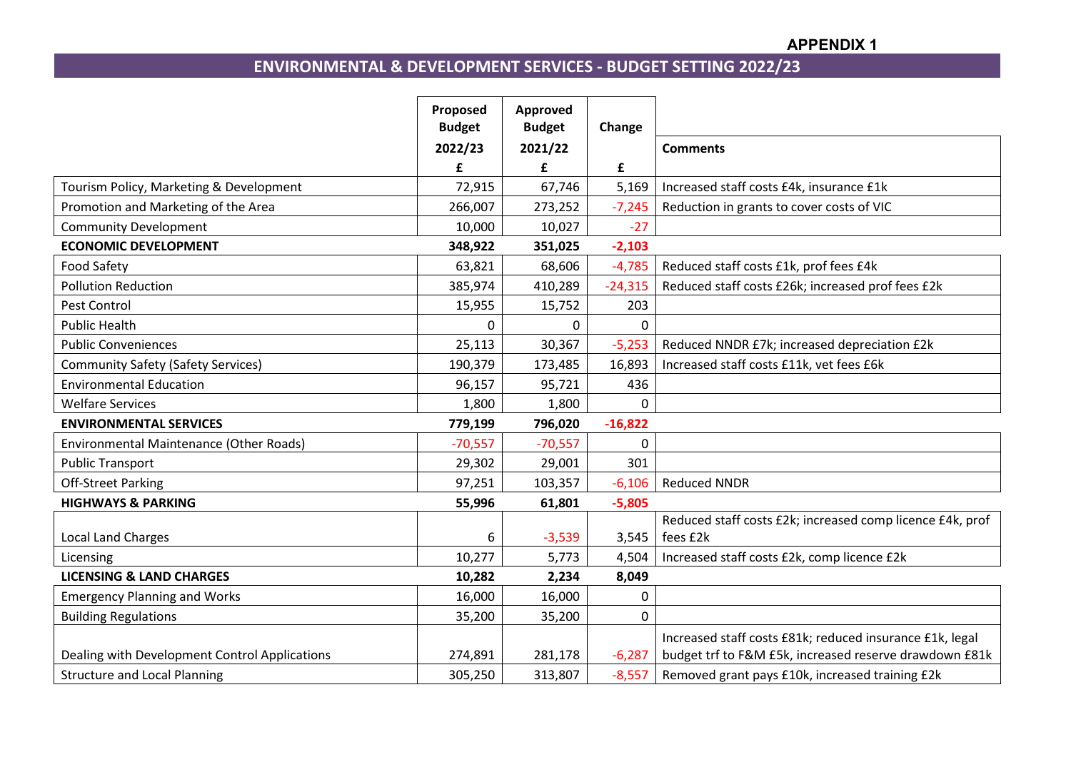**APPENDIX 1**

# ENVIRONMENTAL & DEVELOPMENT SERVICES - BUDGET SETTING 2022/23

| | Proposed Budget 2022/23 £ | Approved Budget 2021/22 £ | Change £ | Comments |
|---|---|---|---|---|
| Tourism Policy, Marketing & Development | 72,915 | 67,746 | 5,169 | Increased staff costs £4k, insurance £1k |
| Promotion and Marketing of the Area | 266,007 | 273,252 | -7,245 | Reduction in grants to cover costs of VIC |
| Community Development | 10,000 | 10,027 | -27 | |
| **ECONOMIC DEVELOPMENT** | **348,922** | **351,025** | **-2,103** | |
| Food Safety | 63,821 | 68,606 | -4,785 | Reduced staff costs £1k, prof fees £4k |
| Pollution Reduction | 385,974 | 410,289 | -24,315 | Reduced staff costs £26k; increased prof fees £2k |
| Pest Control | 15,955 | 15,752 | 203 | |
| Public Health | 0 | 0 | 0 | |
| Public Conveniences | 25,113 | 30,367 | -5,253 | Reduced NNDR £7k; increased depreciation £2k |
| Community Safety (Safety Services) | 190,379 | 173,485 | 16,893 | Increased staff costs £11k, vet fees £6k |
| Environmental Education | 96,157 | 95,721 | 436 | |
| Welfare Services | 1,800 | 1,800 | 0 | |
| **ENVIRONMENTAL SERVICES** | **779,199** | **796,020** | **-16,822** | |
| Environmental Maintenance (Other Roads) | -70,557 | -70,557 | 0 | |
| Public Transport | 29,302 | 29,001 | 301 | |
| Off-Street Parking | 97,251 | 103,357 | -6,106 | Reduced NNDR |
| **HIGHWAYS & PARKING** | **55,996** | **61,801** | **-5,805** | |
| Local Land Charges | 6 | -3,539 | 3,545 | Reduced staff costs £2k; increased comp licence £4k, prof fees £2k |
| Licensing | 10,277 | 5,773 | 4,504 | Increased staff costs £2k, comp licence £2k |
| **LICENSING & LAND CHARGES** | **10,282** | **2,234** | **8,049** | |
| Emergency Planning and Works | 16,000 | 16,000 | 0 | |
| Building Regulations | 35,200 | 35,200 | 0 | |
| Dealing with Development Control Applications | 274,891 | 281,178 | -6,287 | Increased staff costs £81k; reduced insurance £1k, legal budget trf to F&M £5k, increased reserve drawdown £81k |
| Structure and Local Planning | 305,250 | 313,807 | -8,557 | Removed grant pays £10k, increased training £2k |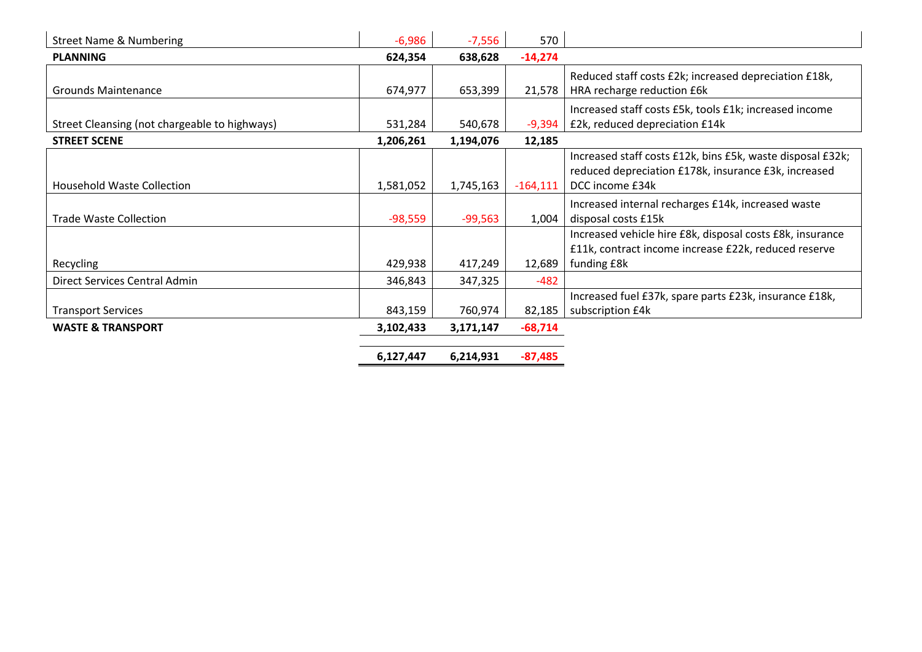| | | | | |
|---|---|---|---|---|
| Street Name & Numbering | -6,986 | -7,556 | 570 | |
| **PLANNING** | **624,354** | **638,628** | **-14,274** | |
| Grounds Maintenance | 674,977 | 653,399 | 21,578 | Reduced staff costs £2k; increased depreciation £18k, HRA recharge reduction £6k |
| Street Cleansing (not chargeable to highways) | 531,284 | 540,678 | -9,394 | Increased staff costs £5k, tools £1k; increased income £2k, reduced depreciation £14k |
| **STREET SCENE** | **1,206,261** | **1,194,076** | **12,185** | |
| Household Waste Collection | 1,581,052 | 1,745,163 | -164,111 | Increased staff costs £12k, bins £5k, waste disposal £32k; reduced depreciation £178k, insurance £3k, increased DCC income £34k |
| Trade Waste Collection | -98,559 | -99,563 | 1,004 | Increased internal recharges £14k, increased waste disposal costs £15k |
| Recycling | 429,938 | 417,249 | 12,689 | Increased vehicle hire £8k, disposal costs £8k, insurance £11k, contract income increase £22k, reduced reserve funding £8k |
| Direct Services Central Admin | 346,843 | 347,325 | -482 | |
| Transport Services | 843,159 | 760,974 | 82,185 | Increased fuel £37k, spare parts £23k, insurance £18k, subscription £4k |
| **WASTE & TRANSPORT** | **3,102,433** | **3,171,147** | **-68,714** | |
| | **6,127,447** | **6,214,931** | **-87,485** | |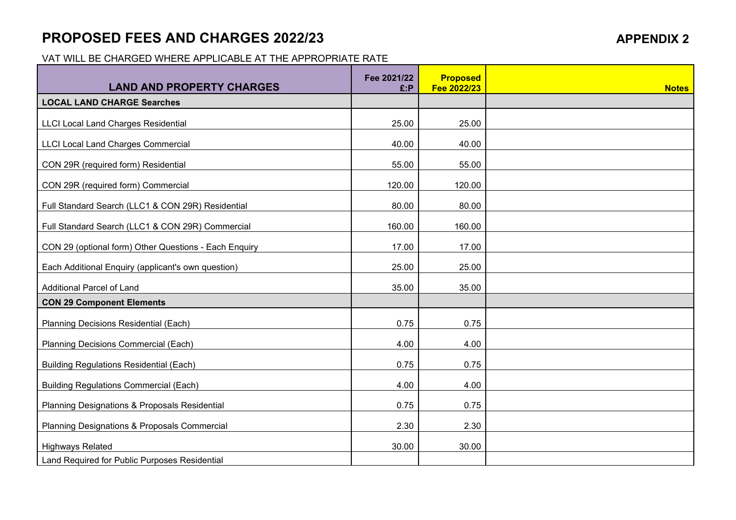# PROPOSED FEES AND CHARGES 2022/23

**APPENDIX 2**

VAT WILL BE CHARGED WHERE APPLICABLE AT THE APPROPRIATE RATE

| LAND AND PROPERTY CHARGES | Fee 2021/22 £:P | Proposed Fee 2022/23 | Notes |
|---|---|---|---|
| **LOCAL LAND CHARGE Searches** | | | |
| LLCI Local Land Charges Residential | 25.00 | 25.00 | |
| LLCI Local Land Charges Commercial | 40.00 | 40.00 | |
| CON 29R (required form) Residential | 55.00 | 55.00 | |
| CON 29R (required form) Commercial | 120.00 | 120.00 | |
| Full Standard Search (LLC1 & CON 29R) Residential | 80.00 | 80.00 | |
| Full Standard Search (LLC1 & CON 29R) Commercial | 160.00 | 160.00 | |
| CON 29 (optional form) Other Questions - Each Enquiry | 17.00 | 17.00 | |
| Each Additional Enquiry (applicant's own question) | 25.00 | 25.00 | |
| Additional Parcel of Land | 35.00 | 35.00 | |
| **CON 29 Component Elements** | | | |
| Planning Decisions Residential (Each) | 0.75 | 0.75 | |
| Planning Decisions Commercial (Each) | 4.00 | 4.00 | |
| Building Regulations Residential (Each) | 0.75 | 0.75 | |
| Building Regulations Commercial (Each) | 4.00 | 4.00 | |
| Planning Designations & Proposals Residential | 0.75 | 0.75 | |
| Planning Designations & Proposals Commercial | 2.30 | 2.30 | |
| Highways Related | 30.00 | 30.00 | |
| Land Required for Public Purposes Residential | | | |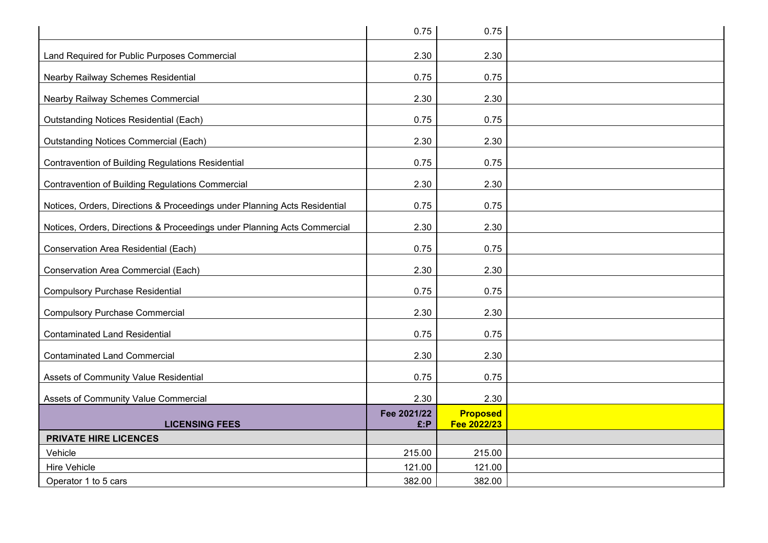| | | | |
|---|---|---|---|
| | 0.75 | 0.75 | |
| Land Required for Public Purposes Commercial | 2.30 | 2.30 | |
| Nearby Railway Schemes Residential | 0.75 | 0.75 | |
| Nearby Railway Schemes Commercial | 2.30 | 2.30 | |
| Outstanding Notices Residential (Each) | 0.75 | 0.75 | |
| Outstanding Notices Commercial (Each) | 2.30 | 2.30 | |
| Contravention of Building Regulations Residential | 0.75 | 0.75 | |
| Contravention of Building Regulations Commercial | 2.30 | 2.30 | |
| Notices, Orders, Directions & Proceedings under Planning Acts Residential | 0.75 | 0.75 | |
| Notices, Orders, Directions & Proceedings under Planning Acts Commercial | 2.30 | 2.30 | |
| Conservation Area Residential (Each) | 0.75 | 0.75 | |
| Conservation Area Commercial (Each) | 2.30 | 2.30 | |
| Compulsory Purchase Residential | 0.75 | 0.75 | |
| Compulsory Purchase Commercial | 2.30 | 2.30 | |
| Contaminated Land Residential | 0.75 | 0.75 | |
| Contaminated Land Commercial | 2.30 | 2.30 | |
| Assets of Community Value Residential | 0.75 | 0.75 | |
| Assets of Community Value Commercial | 2.30 | 2.30 | |
| **LICENSING FEES** | **Fee 2021/22 £:P** | **Proposed Fee 2022/23** | |
| **PRIVATE HIRE LICENCES** | | | |
| Vehicle | 215.00 | 215.00 | |
| Hire Vehicle | 121.00 | 121.00 | |
| Operator 1 to 5 cars | 382.00 | 382.00 | |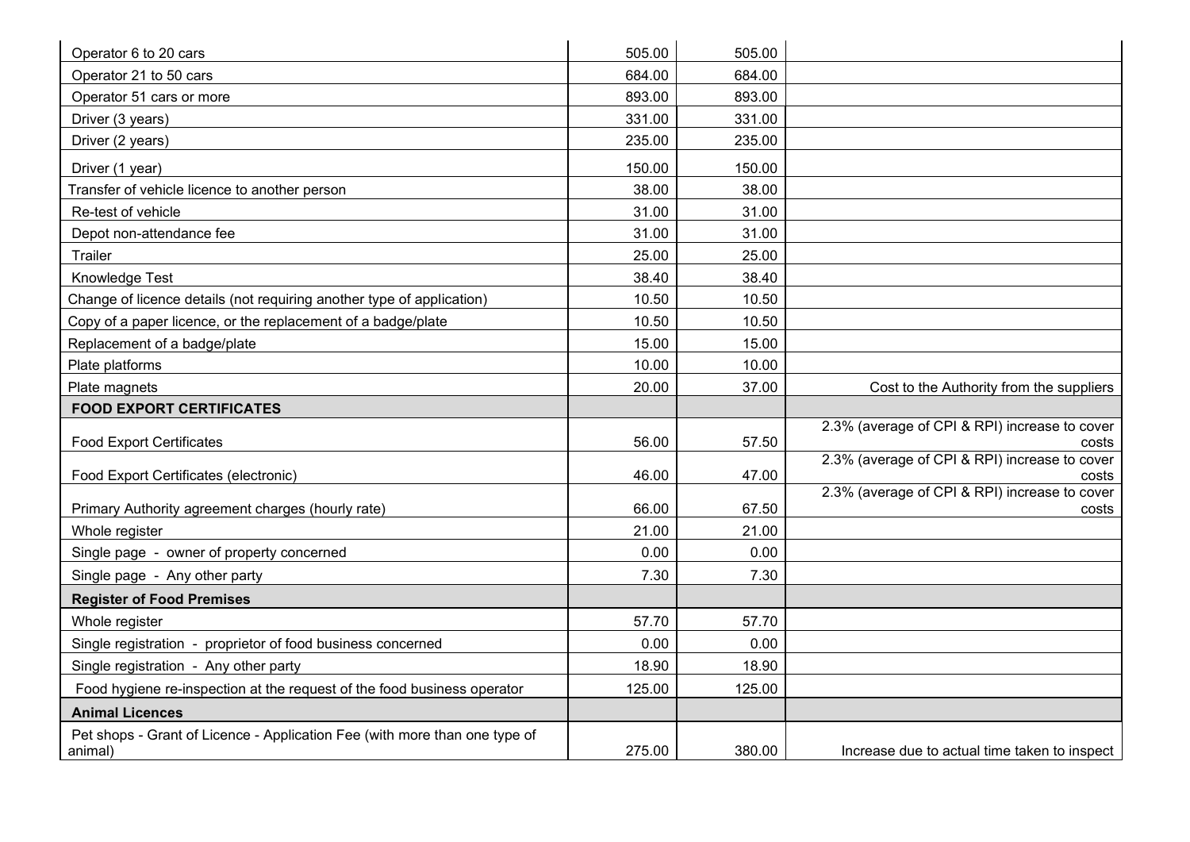| | | | |
|---|---|---|---|
| Operator 6 to 20 cars | 505.00 | 505.00 | |
| Operator 21 to 50 cars | 684.00 | 684.00 | |
| Operator 51 cars or more | 893.00 | 893.00 | |
| Driver (3 years) | 331.00 | 331.00 | |
| Driver (2 years) | 235.00 | 235.00 | |
| Driver (1 year) | 150.00 | 150.00 | |
| Transfer of vehicle licence to another person | 38.00 | 38.00 | |
| Re-test of vehicle | 31.00 | 31.00 | |
| Depot non-attendance fee | 31.00 | 31.00 | |
| Trailer | 25.00 | 25.00 | |
| Knowledge Test | 38.40 | 38.40 | |
| Change of licence details (not requiring another type of application) | 10.50 | 10.50 | |
| Copy of a paper licence, or the replacement of a badge/plate | 10.50 | 10.50 | |
| Replacement of a badge/plate | 15.00 | 15.00 | |
| Plate platforms | 10.00 | 10.00 | |
| Plate magnets | 20.00 | 37.00 | Cost to the Authority from the suppliers |
| **FOOD EXPORT CERTIFICATES** | | | |
| Food Export Certificates | 56.00 | 57.50 | 2.3% (average of CPI & RPI) increase to cover costs |
| Food Export Certificates (electronic) | 46.00 | 47.00 | 2.3% (average of CPI & RPI) increase to cover costs |
| Primary Authority agreement charges (hourly rate) | 66.00 | 67.50 | 2.3% (average of CPI & RPI) increase to cover costs |
| Whole register | 21.00 | 21.00 | |
| Single page - owner of property concerned | 0.00 | 0.00 | |
| Single page - Any other party | 7.30 | 7.30 | |
| **Register of Food Premises** | | | |
| Whole register | 57.70 | 57.70 | |
| Single registration - proprietor of food business concerned | 0.00 | 0.00 | |
| Single registration - Any other party | 18.90 | 18.90 | |
| Food hygiene re-inspection at the request of the food business operator | 125.00 | 125.00 | |
| **Animal Licences** | | | |
| Pet shops - Grant of Licence - Application Fee (with more than one type of animal) | 275.00 | 380.00 | Increase due to actual time taken to inspect |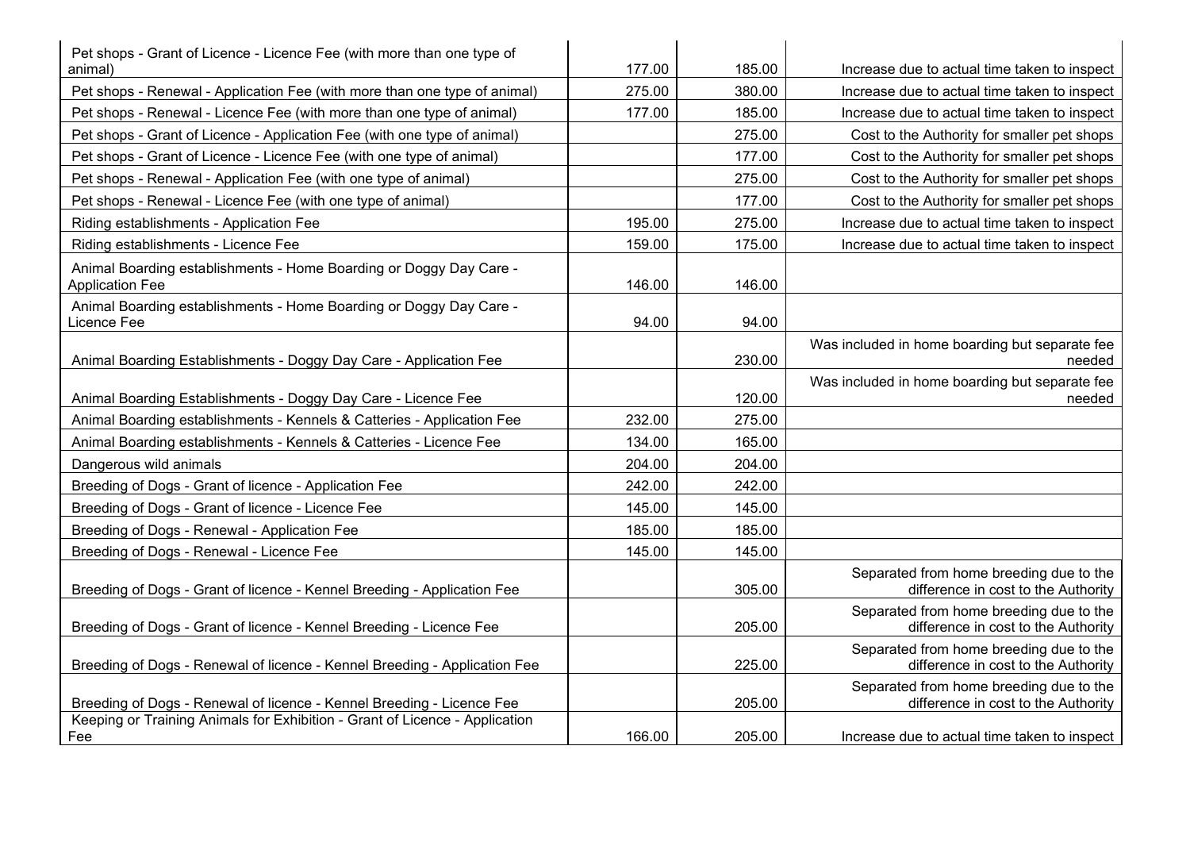| | | | |
|---|---|---|---|
| Pet shops - Grant of Licence - Licence Fee (with more than one type of animal) | 177.00 | 185.00 | Increase due to actual time taken to inspect |
| Pet shops - Renewal - Application Fee (with more than one type of animal) | 275.00 | 380.00 | Increase due to actual time taken to inspect |
| Pet shops - Renewal - Licence Fee (with more than one type of animal) | 177.00 | 185.00 | Increase due to actual time taken to inspect |
| Pet shops - Grant of Licence - Application Fee (with one type of animal) | | 275.00 | Cost to the Authority for smaller pet shops |
| Pet shops - Grant of Licence - Licence Fee (with one type of animal) | | 177.00 | Cost to the Authority for smaller pet shops |
| Pet shops - Renewal - Application Fee (with one type of animal) | | 275.00 | Cost to the Authority for smaller pet shops |
| Pet shops - Renewal - Licence Fee (with one type of animal) | | 177.00 | Cost to the Authority for smaller pet shops |
| Riding establishments - Application Fee | 195.00 | 275.00 | Increase due to actual time taken to inspect |
| Riding establishments - Licence Fee | 159.00 | 175.00 | Increase due to actual time taken to inspect |
| Animal Boarding establishments - Home Boarding or Doggy Day Care - Application Fee | 146.00 | 146.00 | |
| Animal Boarding establishments - Home Boarding or Doggy Day Care - Licence Fee | 94.00 | 94.00 | |
| Animal Boarding Establishments - Doggy Day Care - Application Fee | | 230.00 | Was included in home boarding but separate fee needed |
| Animal Boarding Establishments - Doggy Day Care - Licence Fee | | 120.00 | Was included in home boarding but separate fee needed |
| Animal Boarding establishments - Kennels & Catteries - Application Fee | 232.00 | 275.00 | |
| Animal Boarding establishments - Kennels & Catteries - Licence Fee | 134.00 | 165.00 | |
| Dangerous wild animals | 204.00 | 204.00 | |
| Breeding of Dogs - Grant of licence - Application Fee | 242.00 | 242.00 | |
| Breeding of Dogs - Grant of licence - Licence Fee | 145.00 | 145.00 | |
| Breeding of Dogs - Renewal - Application Fee | 185.00 | 185.00 | |
| Breeding of Dogs - Renewal - Licence Fee | 145.00 | 145.00 | |
| Breeding of Dogs - Grant of licence - Kennel Breeding - Application Fee | | 305.00 | Separated from home breeding due to the difference in cost to the Authority |
| Breeding of Dogs - Grant of licence - Kennel Breeding - Licence Fee | | 205.00 | Separated from home breeding due to the difference in cost to the Authority |
| Breeding of Dogs - Renewal of licence - Kennel Breeding - Application Fee | | 225.00 | Separated from home breeding due to the difference in cost to the Authority |
| Breeding of Dogs - Renewal of licence - Kennel Breeding - Licence Fee | | 205.00 | Separated from home breeding due to the difference in cost to the Authority |
| Keeping or Training Animals for Exhibition - Grant of Licence - Application Fee | 166.00 | 205.00 | Increase due to actual time taken to inspect |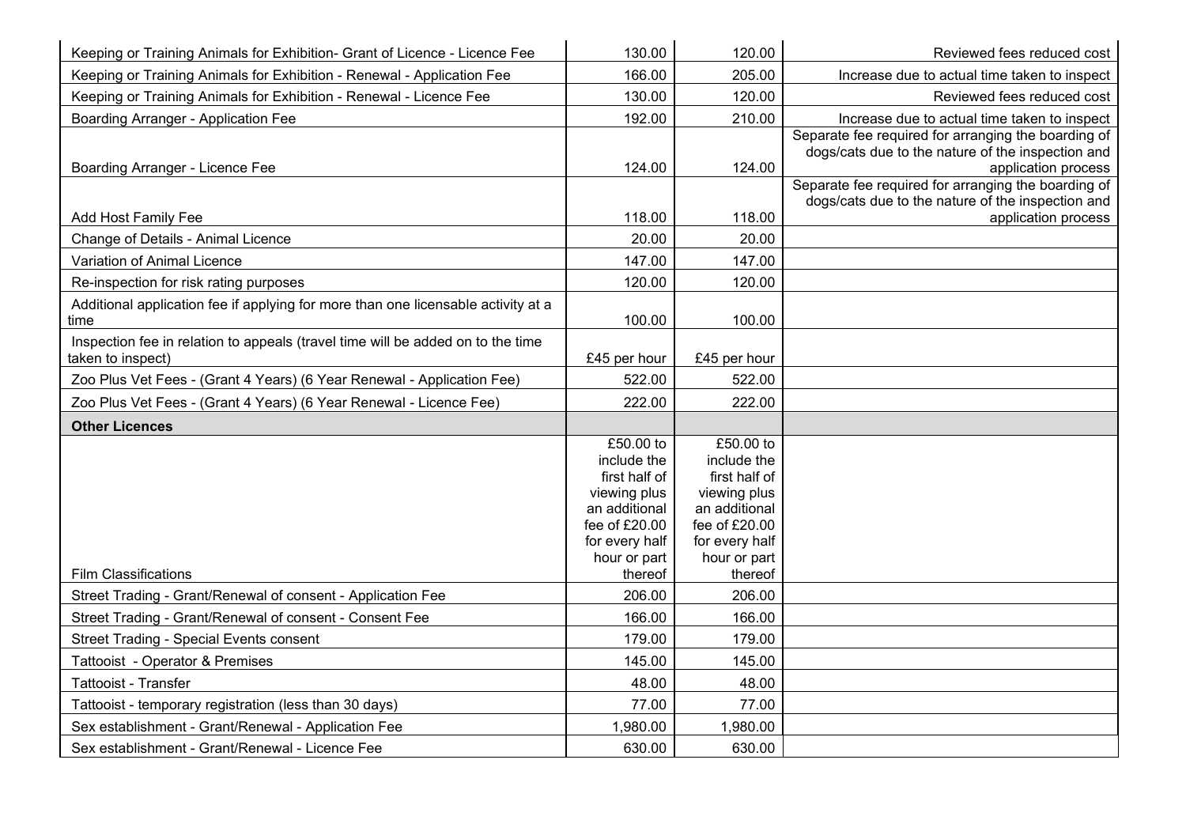| | | | |
|---|---|---|---|
| Keeping or Training Animals for Exhibition- Grant of Licence - Licence Fee | 130.00 | 120.00 | Reviewed fees reduced cost |
| Keeping or Training Animals for Exhibition - Renewal - Application Fee | 166.00 | 205.00 | Increase due to actual time taken to inspect |
| Keeping or Training Animals for Exhibition - Renewal - Licence Fee | 130.00 | 120.00 | Reviewed fees reduced cost |
| Boarding Arranger - Application Fee | 192.00 | 210.00 | Increase due to actual time taken to inspect |
| Boarding Arranger - Licence Fee | 124.00 | 124.00 | Separate fee required for arranging the boarding of dogs/cats due to the nature of the inspection and application process |
| Add Host Family Fee | 118.00 | 118.00 | Separate fee required for arranging the boarding of dogs/cats due to the nature of the inspection and application process |
| Change of Details - Animal Licence | 20.00 | 20.00 | |
| Variation of Animal Licence | 147.00 | 147.00 | |
| Re-inspection for risk rating purposes | 120.00 | 120.00 | |
| Additional application fee if applying for more than one licensable activity at a time | 100.00 | 100.00 | |
| Inspection fee in relation to appeals (travel time will be added on to the time taken to inspect) | £45 per hour | £45 per hour | |
| Zoo Plus Vet Fees - (Grant 4 Years) (6 Year Renewal - Application Fee) | 522.00 | 522.00 | |
| Zoo Plus Vet Fees - (Grant 4 Years) (6 Year Renewal - Licence Fee) | 222.00 | 222.00 | |
| **Other Licences** | | | |
| Film Classifications | £50.00 to include the first half of viewing plus an additional fee of £20.00 for every half hour or part thereof | £50.00 to include the first half of viewing plus an additional fee of £20.00 for every half hour or part thereof | |
| Street Trading - Grant/Renewal of consent - Application Fee | 206.00 | 206.00 | |
| Street Trading - Grant/Renewal of consent - Consent Fee | 166.00 | 166.00 | |
| Street Trading - Special Events consent | 179.00 | 179.00 | |
| Tattooist - Operator & Premises | 145.00 | 145.00 | |
| Tattooist - Transfer | 48.00 | 48.00 | |
| Tattooist - temporary registration (less than 30 days) | 77.00 | 77.00 | |
| Sex establishment - Grant/Renewal - Application Fee | 1,980.00 | 1,980.00 | |
| Sex establishment - Grant/Renewal - Licence Fee | 630.00 | 630.00 | |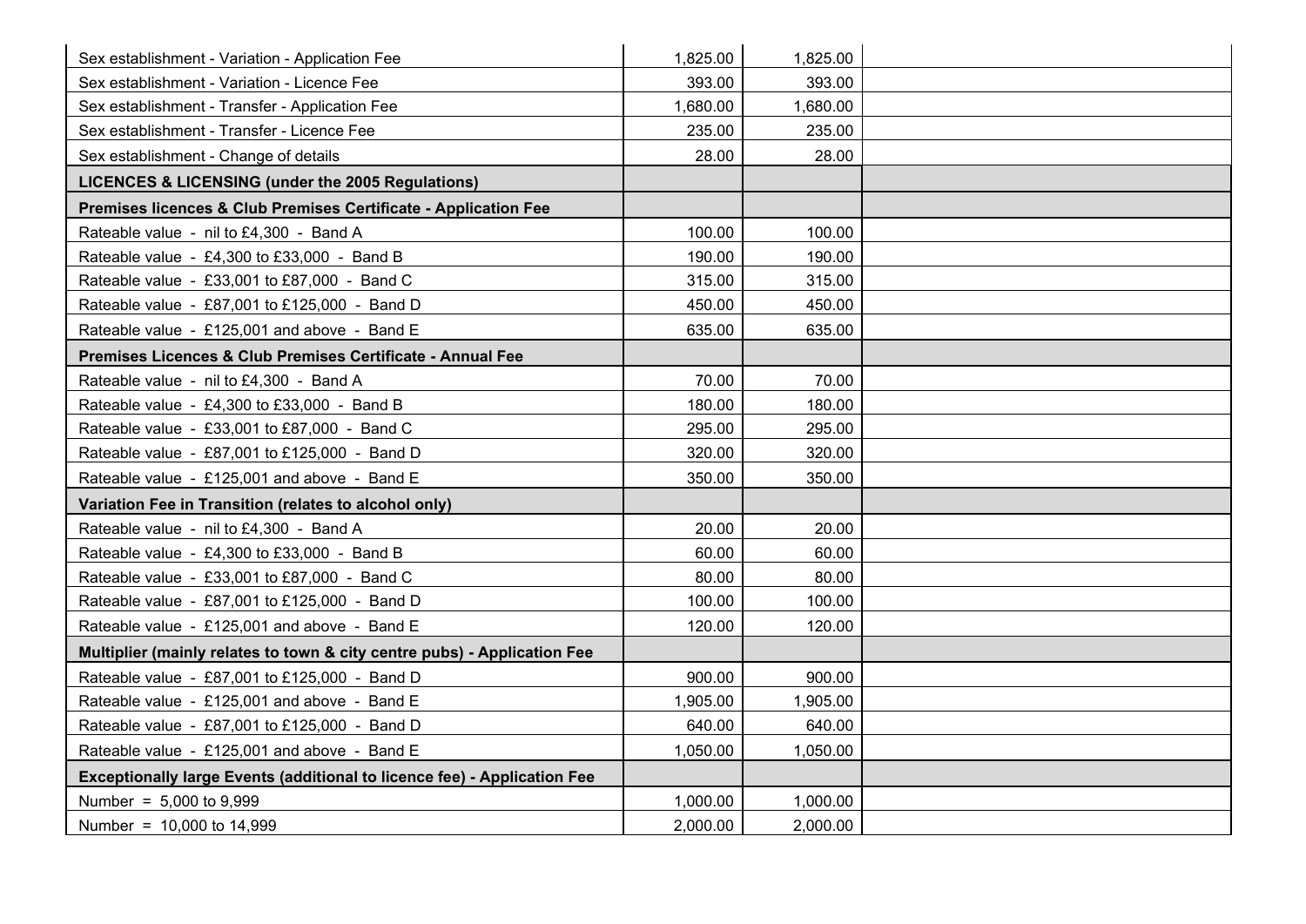| | | | |
|---|---|---|---|
| Sex establishment - Variation - Application Fee | 1,825.00 | 1,825.00 | |
| Sex establishment - Variation - Licence Fee | 393.00 | 393.00 | |
| Sex establishment - Transfer - Application Fee | 1,680.00 | 1,680.00 | |
| Sex establishment - Transfer - Licence Fee | 235.00 | 235.00 | |
| Sex establishment - Change of details | 28.00 | 28.00 | |
| **LICENCES & LICENSING (under the 2005 Regulations)** | | | |
| **Premises licences & Club Premises Certificate - Application Fee** | | | |
| Rateable value - nil to £4,300 - Band A | 100.00 | 100.00 | |
| Rateable value - £4,300 to £33,000 - Band B | 190.00 | 190.00 | |
| Rateable value - £33,001 to £87,000 - Band C | 315.00 | 315.00 | |
| Rateable value - £87,001 to £125,000 - Band D | 450.00 | 450.00 | |
| Rateable value - £125,001 and above - Band E | 635.00 | 635.00 | |
| **Premises Licences & Club Premises Certificate - Annual Fee** | | | |
| Rateable value - nil to £4,300 - Band A | 70.00 | 70.00 | |
| Rateable value - £4,300 to £33,000 - Band B | 180.00 | 180.00 | |
| Rateable value - £33,001 to £87,000 - Band C | 295.00 | 295.00 | |
| Rateable value - £87,001 to £125,000 - Band D | 320.00 | 320.00 | |
| Rateable value - £125,001 and above - Band E | 350.00 | 350.00 | |
| **Variation Fee in Transition (relates to alcohol only)** | | | |
| Rateable value - nil to £4,300 - Band A | 20.00 | 20.00 | |
| Rateable value - £4,300 to £33,000 - Band B | 60.00 | 60.00 | |
| Rateable value - £33,001 to £87,000 - Band C | 80.00 | 80.00 | |
| Rateable value - £87,001 to £125,000 - Band D | 100.00 | 100.00 | |
| Rateable value - £125,001 and above - Band E | 120.00 | 120.00 | |
| **Multiplier (mainly relates to town & city centre pubs) - Application Fee** | | | |
| Rateable value - £87,001 to £125,000 - Band D | 900.00 | 900.00 | |
| Rateable value - £125,001 and above - Band E | 1,905.00 | 1,905.00 | |
| Rateable value - £87,001 to £125,000 - Band D | 640.00 | 640.00 | |
| Rateable value - £125,001 and above - Band E | 1,050.00 | 1,050.00 | |
| **Exceptionally large Events (additional to licence fee) - Application Fee** | | | |
| Number = 5,000 to 9,999 | 1,000.00 | 1,000.00 | |
| Number = 10,000 to 14,999 | 2,000.00 | 2,000.00 | |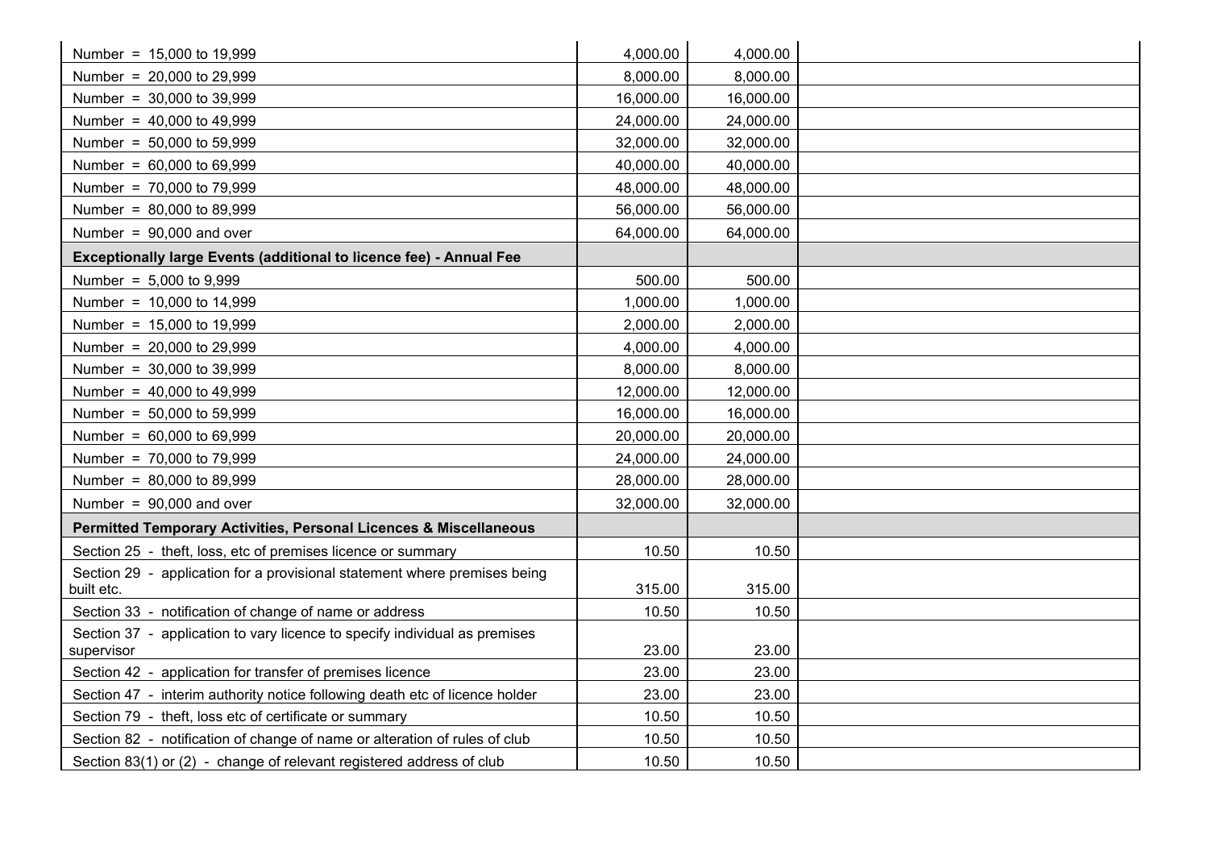| | | | |
|---|---|---|---|
| Number = 15,000 to 19,999 | 4,000.00 | 4,000.00 | |
| Number = 20,000 to 29,999 | 8,000.00 | 8,000.00 | |
| Number = 30,000 to 39,999 | 16,000.00 | 16,000.00 | |
| Number = 40,000 to 49,999 | 24,000.00 | 24,000.00 | |
| Number = 50,000 to 59,999 | 32,000.00 | 32,000.00 | |
| Number = 60,000 to 69,999 | 40,000.00 | 40,000.00 | |
| Number = 70,000 to 79,999 | 48,000.00 | 48,000.00 | |
| Number = 80,000 to 89,999 | 56,000.00 | 56,000.00 | |
| Number = 90,000 and over | 64,000.00 | 64,000.00 | |
| **Exceptionally large Events (additional to licence fee) - Annual Fee** | | | |
| Number = 5,000 to 9,999 | 500.00 | 500.00 | |
| Number = 10,000 to 14,999 | 1,000.00 | 1,000.00 | |
| Number = 15,000 to 19,999 | 2,000.00 | 2,000.00 | |
| Number = 20,000 to 29,999 | 4,000.00 | 4,000.00 | |
| Number = 30,000 to 39,999 | 8,000.00 | 8,000.00 | |
| Number = 40,000 to 49,999 | 12,000.00 | 12,000.00 | |
| Number = 50,000 to 59,999 | 16,000.00 | 16,000.00 | |
| Number = 60,000 to 69,999 | 20,000.00 | 20,000.00 | |
| Number = 70,000 to 79,999 | 24,000.00 | 24,000.00 | |
| Number = 80,000 to 89,999 | 28,000.00 | 28,000.00 | |
| Number = 90,000 and over | 32,000.00 | 32,000.00 | |
| **Permitted Temporary Activities, Personal Licences & Miscellaneous** | | | |
| Section 25 - theft, loss, etc of premises licence or summary | 10.50 | 10.50 | |
| Section 29 - application for a provisional statement where premises being built etc. | 315.00 | 315.00 | |
| Section 33 - notification of change of name or address | 10.50 | 10.50 | |
| Section 37 - application to vary licence to specify individual as premises supervisor | 23.00 | 23.00 | |
| Section 42 - application for transfer of premises licence | 23.00 | 23.00 | |
| Section 47 - interim authority notice following death etc of licence holder | 23.00 | 23.00 | |
| Section 79 - theft, loss etc of certificate or summary | 10.50 | 10.50 | |
| Section 82 - notification of change of name or alteration of rules of club | 10.50 | 10.50 | |
| Section 83(1) or (2) - change of relevant registered address of club | 10.50 | 10.50 | |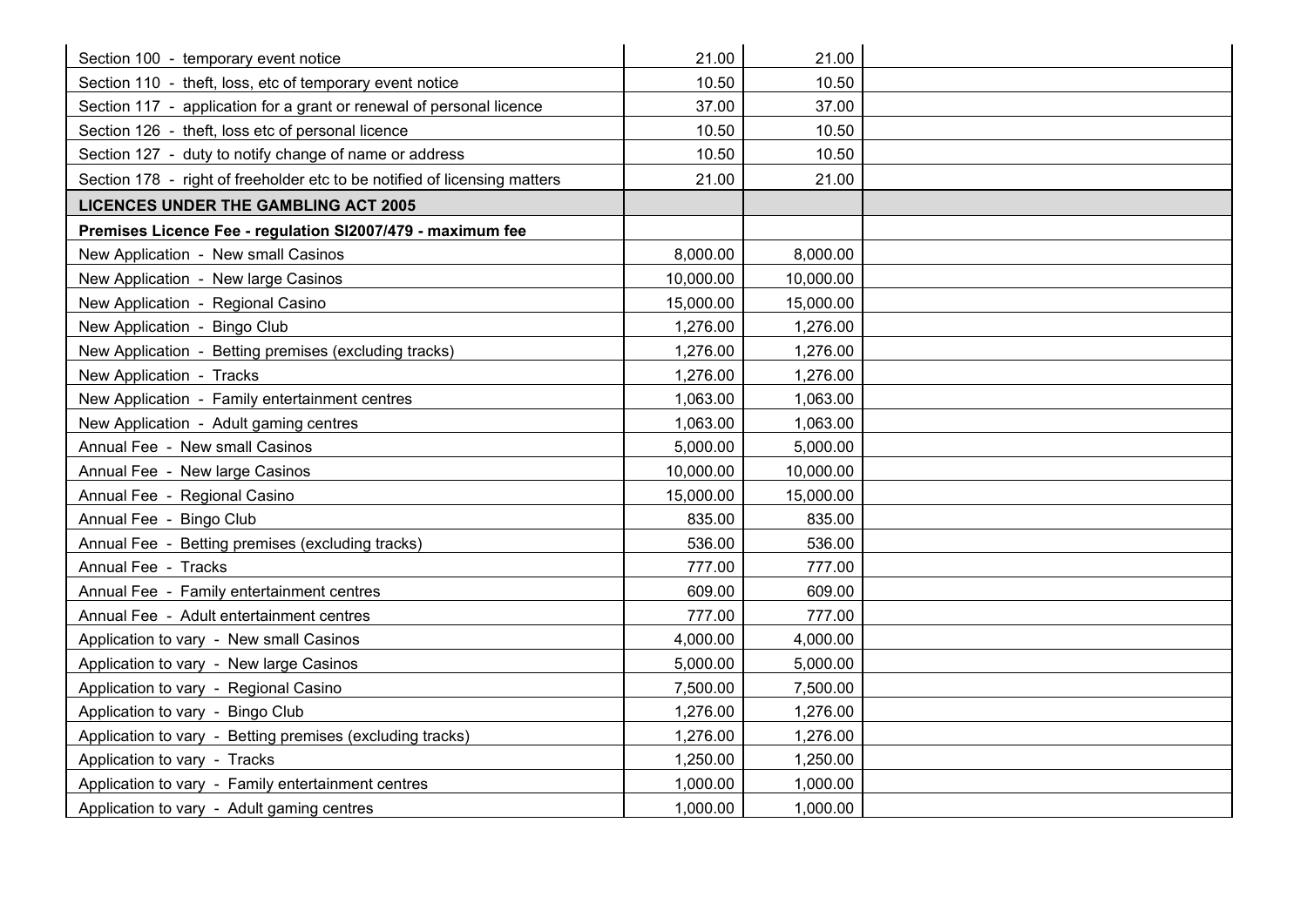| | | | |
|---|---|---|---|
| Section 100 - temporary event notice | 21.00 | 21.00 | |
| Section 110 - theft, loss, etc of temporary event notice | 10.50 | 10.50 | |
| Section 117 - application for a grant or renewal of personal licence | 37.00 | 37.00 | |
| Section 126 - theft, loss etc of personal licence | 10.50 | 10.50 | |
| Section 127 - duty to notify change of name or address | 10.50 | 10.50 | |
| Section 178 - right of freeholder etc to be notified of licensing matters | 21.00 | 21.00 | |
| **LICENCES UNDER THE GAMBLING ACT 2005** | | | |
| **Premises Licence Fee - regulation SI2007/479 - maximum fee** | | | |
| New Application - New small Casinos | 8,000.00 | 8,000.00 | |
| New Application - New large Casinos | 10,000.00 | 10,000.00 | |
| New Application - Regional Casino | 15,000.00 | 15,000.00 | |
| New Application - Bingo Club | 1,276.00 | 1,276.00 | |
| New Application - Betting premises (excluding tracks) | 1,276.00 | 1,276.00 | |
| New Application - Tracks | 1,276.00 | 1,276.00 | |
| New Application - Family entertainment centres | 1,063.00 | 1,063.00 | |
| New Application - Adult gaming centres | 1,063.00 | 1,063.00 | |
| Annual Fee - New small Casinos | 5,000.00 | 5,000.00 | |
| Annual Fee - New large Casinos | 10,000.00 | 10,000.00 | |
| Annual Fee - Regional Casino | 15,000.00 | 15,000.00 | |
| Annual Fee - Bingo Club | 835.00 | 835.00 | |
| Annual Fee - Betting premises (excluding tracks) | 536.00 | 536.00 | |
| Annual Fee - Tracks | 777.00 | 777.00 | |
| Annual Fee - Family entertainment centres | 609.00 | 609.00 | |
| Annual Fee - Adult entertainment centres | 777.00 | 777.00 | |
| Application to vary - New small Casinos | 4,000.00 | 4,000.00 | |
| Application to vary - New large Casinos | 5,000.00 | 5,000.00 | |
| Application to vary - Regional Casino | 7,500.00 | 7,500.00 | |
| Application to vary - Bingo Club | 1,276.00 | 1,276.00 | |
| Application to vary - Betting premises (excluding tracks) | 1,276.00 | 1,276.00 | |
| Application to vary - Tracks | 1,250.00 | 1,250.00 | |
| Application to vary - Family entertainment centres | 1,000.00 | 1,000.00 | |
| Application to vary - Adult gaming centres | 1,000.00 | 1,000.00 | |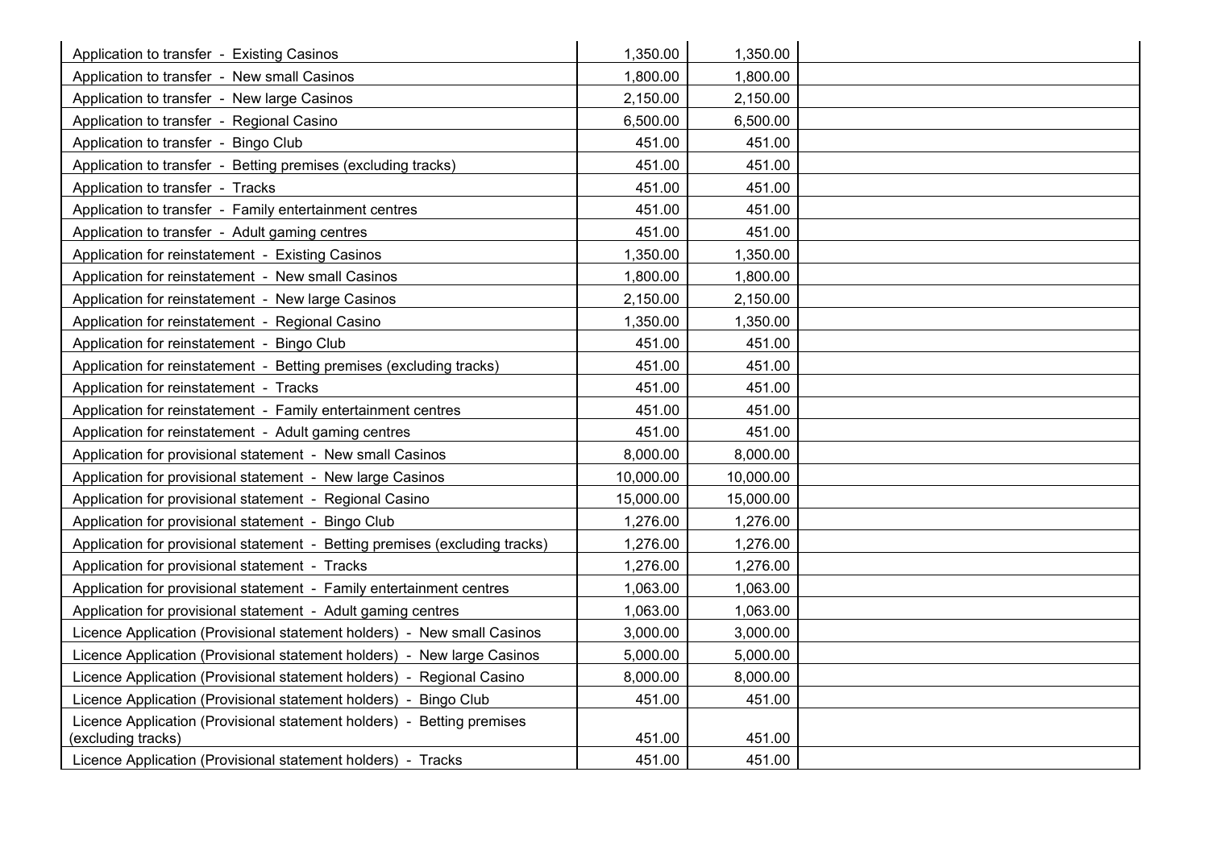| | | | |
|---|---|---|---|
| Application to transfer - Existing Casinos | 1,350.00 | 1,350.00 | |
| Application to transfer - New small Casinos | 1,800.00 | 1,800.00 | |
| Application to transfer - New large Casinos | 2,150.00 | 2,150.00 | |
| Application to transfer - Regional Casino | 6,500.00 | 6,500.00 | |
| Application to transfer - Bingo Club | 451.00 | 451.00 | |
| Application to transfer - Betting premises (excluding tracks) | 451.00 | 451.00 | |
| Application to transfer - Tracks | 451.00 | 451.00 | |
| Application to transfer - Family entertainment centres | 451.00 | 451.00 | |
| Application to transfer - Adult gaming centres | 451.00 | 451.00 | |
| Application for reinstatement - Existing Casinos | 1,350.00 | 1,350.00 | |
| Application for reinstatement - New small Casinos | 1,800.00 | 1,800.00 | |
| Application for reinstatement - New large Casinos | 2,150.00 | 2,150.00 | |
| Application for reinstatement - Regional Casino | 1,350.00 | 1,350.00 | |
| Application for reinstatement - Bingo Club | 451.00 | 451.00 | |
| Application for reinstatement - Betting premises (excluding tracks) | 451.00 | 451.00 | |
| Application for reinstatement - Tracks | 451.00 | 451.00 | |
| Application for reinstatement - Family entertainment centres | 451.00 | 451.00 | |
| Application for reinstatement - Adult gaming centres | 451.00 | 451.00 | |
| Application for provisional statement - New small Casinos | 8,000.00 | 8,000.00 | |
| Application for provisional statement - New large Casinos | 10,000.00 | 10,000.00 | |
| Application for provisional statement - Regional Casino | 15,000.00 | 15,000.00 | |
| Application for provisional statement - Bingo Club | 1,276.00 | 1,276.00 | |
| Application for provisional statement - Betting premises (excluding tracks) | 1,276.00 | 1,276.00 | |
| Application for provisional statement - Tracks | 1,276.00 | 1,276.00 | |
| Application for provisional statement - Family entertainment centres | 1,063.00 | 1,063.00 | |
| Application for provisional statement - Adult gaming centres | 1,063.00 | 1,063.00 | |
| Licence Application (Provisional statement holders) - New small Casinos | 3,000.00 | 3,000.00 | |
| Licence Application (Provisional statement holders) - New large Casinos | 5,000.00 | 5,000.00 | |
| Licence Application (Provisional statement holders) - Regional Casino | 8,000.00 | 8,000.00 | |
| Licence Application (Provisional statement holders) - Bingo Club | 451.00 | 451.00 | |
| Licence Application (Provisional statement holders) - Betting premises (excluding tracks) | 451.00 | 451.00 | |
| Licence Application (Provisional statement holders) - Tracks | 451.00 | 451.00 | |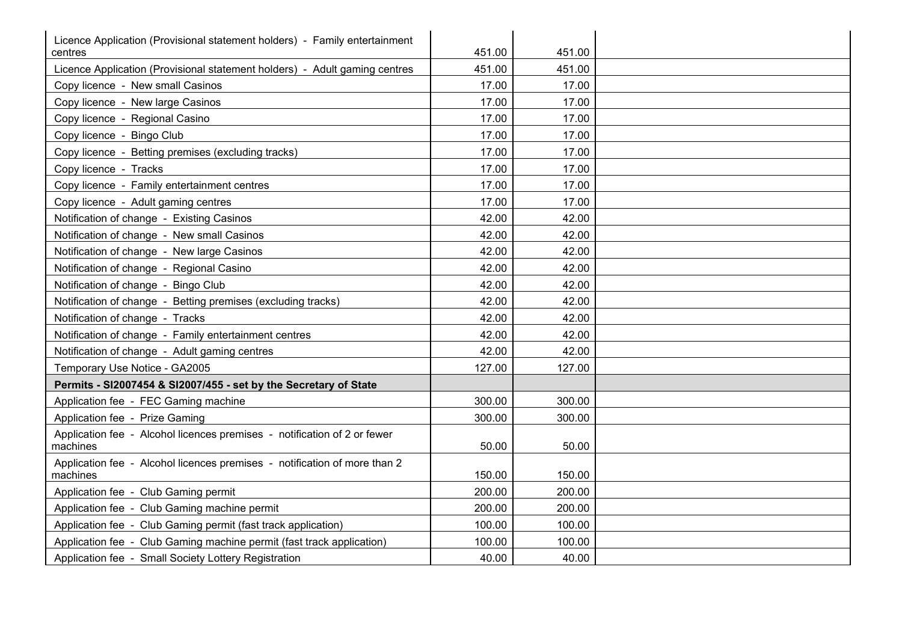| | | | |
|---|---|---|---|
| Licence Application (Provisional statement holders) - Family entertainment centres | 451.00 | 451.00 | |
| Licence Application (Provisional statement holders) - Adult gaming centres | 451.00 | 451.00 | |
| Copy licence - New small Casinos | 17.00 | 17.00 | |
| Copy licence - New large Casinos | 17.00 | 17.00 | |
| Copy licence - Regional Casino | 17.00 | 17.00 | |
| Copy licence - Bingo Club | 17.00 | 17.00 | |
| Copy licence - Betting premises (excluding tracks) | 17.00 | 17.00 | |
| Copy licence - Tracks | 17.00 | 17.00 | |
| Copy licence - Family entertainment centres | 17.00 | 17.00 | |
| Copy licence - Adult gaming centres | 17.00 | 17.00 | |
| Notification of change - Existing Casinos | 42.00 | 42.00 | |
| Notification of change - New small Casinos | 42.00 | 42.00 | |
| Notification of change - New large Casinos | 42.00 | 42.00 | |
| Notification of change - Regional Casino | 42.00 | 42.00 | |
| Notification of change - Bingo Club | 42.00 | 42.00 | |
| Notification of change - Betting premises (excluding tracks) | 42.00 | 42.00 | |
| Notification of change - Tracks | 42.00 | 42.00 | |
| Notification of change - Family entertainment centres | 42.00 | 42.00 | |
| Notification of change - Adult gaming centres | 42.00 | 42.00 | |
| Temporary Use Notice - GA2005 | 127.00 | 127.00 | |
| **Permits - SI2007454 & SI2007/455 - set by the Secretary of State** | | | |
| Application fee - FEC Gaming machine | 300.00 | 300.00 | |
| Application fee - Prize Gaming | 300.00 | 300.00 | |
| Application fee - Alcohol licences premises - notification of 2 or fewer machines | 50.00 | 50.00 | |
| Application fee - Alcohol licences premises - notification of more than 2 machines | 150.00 | 150.00 | |
| Application fee - Club Gaming permit | 200.00 | 200.00 | |
| Application fee - Club Gaming machine permit | 200.00 | 200.00 | |
| Application fee - Club Gaming permit (fast track application) | 100.00 | 100.00 | |
| Application fee - Club Gaming machine permit (fast track application) | 100.00 | 100.00 | |
| Application fee - Small Society Lottery Registration | 40.00 | 40.00 | |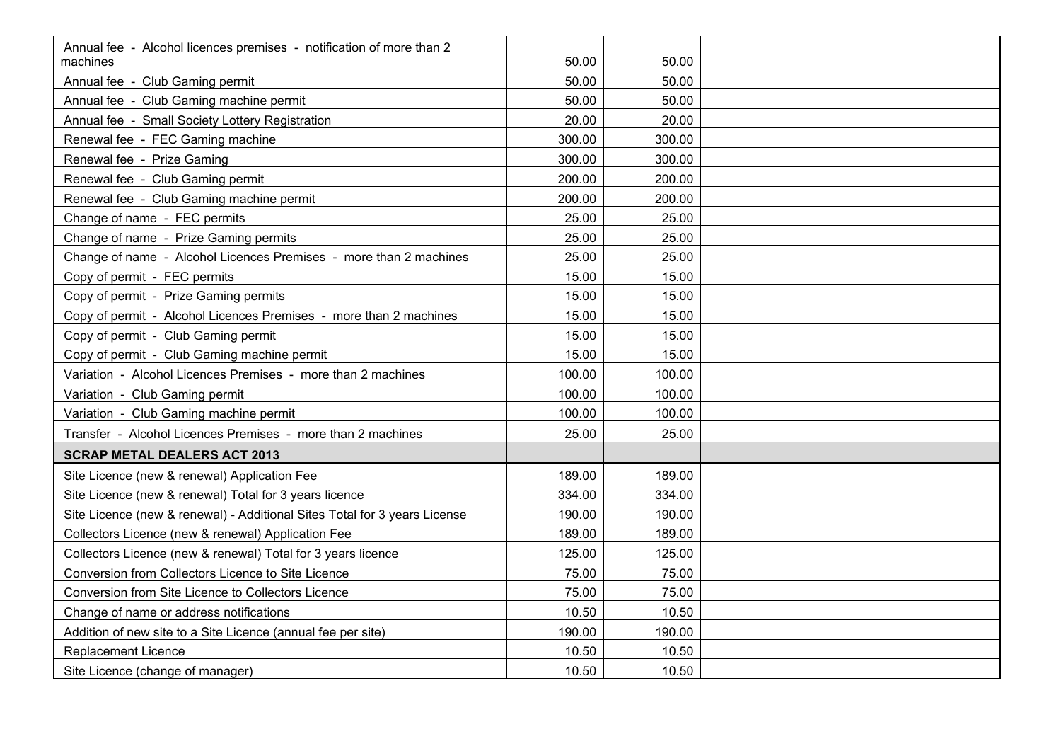| | | | |
|---|---|---|---|
| Annual fee - Alcohol licences premises - notification of more than 2 machines | 50.00 | 50.00 | |
| Annual fee - Club Gaming permit | 50.00 | 50.00 | |
| Annual fee - Club Gaming machine permit | 50.00 | 50.00 | |
| Annual fee - Small Society Lottery Registration | 20.00 | 20.00 | |
| Renewal fee - FEC Gaming machine | 300.00 | 300.00 | |
| Renewal fee - Prize Gaming | 300.00 | 300.00 | |
| Renewal fee - Club Gaming permit | 200.00 | 200.00 | |
| Renewal fee - Club Gaming machine permit | 200.00 | 200.00 | |
| Change of name - FEC permits | 25.00 | 25.00 | |
| Change of name - Prize Gaming permits | 25.00 | 25.00 | |
| Change of name - Alcohol Licences Premises - more than 2 machines | 25.00 | 25.00 | |
| Copy of permit - FEC permits | 15.00 | 15.00 | |
| Copy of permit - Prize Gaming permits | 15.00 | 15.00 | |
| Copy of permit - Alcohol Licences Premises - more than 2 machines | 15.00 | 15.00 | |
| Copy of permit - Club Gaming permit | 15.00 | 15.00 | |
| Copy of permit - Club Gaming machine permit | 15.00 | 15.00 | |
| Variation - Alcohol Licences Premises - more than 2 machines | 100.00 | 100.00 | |
| Variation - Club Gaming permit | 100.00 | 100.00 | |
| Variation - Club Gaming machine permit | 100.00 | 100.00 | |
| Transfer - Alcohol Licences Premises - more than 2 machines | 25.00 | 25.00 | |
| **SCRAP METAL DEALERS ACT 2013** | | | |
| Site Licence (new & renewal) Application Fee | 189.00 | 189.00 | |
| Site Licence (new & renewal) Total for 3 years licence | 334.00 | 334.00 | |
| Site Licence (new & renewal) - Additional Sites Total for 3 years License | 190.00 | 190.00 | |
| Collectors Licence (new & renewal) Application Fee | 189.00 | 189.00 | |
| Collectors Licence (new & renewal) Total for 3 years licence | 125.00 | 125.00 | |
| Conversion from Collectors Licence to Site Licence | 75.00 | 75.00 | |
| Conversion from Site Licence to Collectors Licence | 75.00 | 75.00 | |
| Change of name or address notifications | 10.50 | 10.50 | |
| Addition of new site to a Site Licence (annual fee per site) | 190.00 | 190.00 | |
| Replacement Licence | 10.50 | 10.50 | |
| Site Licence (change of manager) | 10.50 | 10.50 | |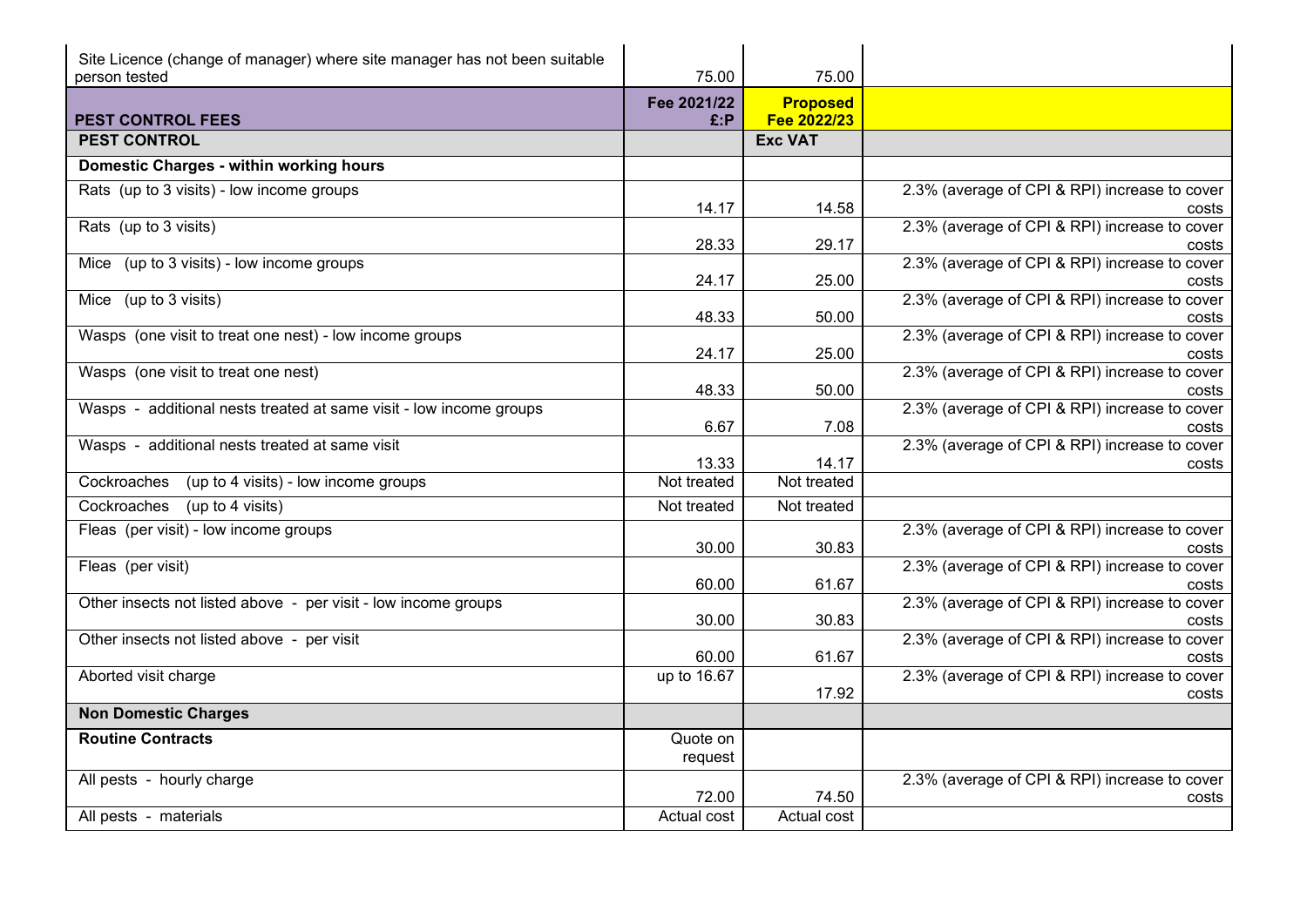| | | | |
|---|---|---|---|
| Site Licence (change of manager) where site manager has not been suitable person tested | 75.00 | 75.00 | |
| **PEST CONTROL FEES** | **Fee 2021/22 £:P** | **Proposed Fee 2022/23** | |
| **PEST CONTROL** | | **Exc VAT** | |
| **Domestic Charges - within working hours** | | | |
| Rats (up to 3 visits) - low income groups | 14.17 | 14.58 | 2.3% (average of CPI & RPI) increase to cover costs |
| Rats (up to 3 visits) | 28.33 | 29.17 | 2.3% (average of CPI & RPI) increase to cover costs |
| Mice (up to 3 visits) - low income groups | 24.17 | 25.00 | 2.3% (average of CPI & RPI) increase to cover costs |
| Mice (up to 3 visits) | 48.33 | 50.00 | 2.3% (average of CPI & RPI) increase to cover costs |
| Wasps (one visit to treat one nest) - low income groups | 24.17 | 25.00 | 2.3% (average of CPI & RPI) increase to cover costs |
| Wasps (one visit to treat one nest) | 48.33 | 50.00 | 2.3% (average of CPI & RPI) increase to cover costs |
| Wasps - additional nests treated at same visit - low income groups | 6.67 | 7.08 | 2.3% (average of CPI & RPI) increase to cover costs |
| Wasps - additional nests treated at same visit | 13.33 | 14.17 | 2.3% (average of CPI & RPI) increase to cover costs |
| Cockroaches (up to 4 visits) - low income groups | Not treated | Not treated | |
| Cockroaches (up to 4 visits) | Not treated | Not treated | |
| Fleas (per visit) - low income groups | 30.00 | 30.83 | 2.3% (average of CPI & RPI) increase to cover costs |
| Fleas (per visit) | 60.00 | 61.67 | 2.3% (average of CPI & RPI) increase to cover costs |
| Other insects not listed above - per visit - low income groups | 30.00 | 30.83 | 2.3% (average of CPI & RPI) increase to cover costs |
| Other insects not listed above - per visit | 60.00 | 61.67 | 2.3% (average of CPI & RPI) increase to cover costs |
| Aborted visit charge | up to 16.67 | 17.92 | 2.3% (average of CPI & RPI) increase to cover costs |
| **Non Domestic Charges** | | | |
| **Routine Contracts** | Quote on request | | |
| All pests - hourly charge | 72.00 | 74.50 | 2.3% (average of CPI & RPI) increase to cover costs |
| All pests - materials | Actual cost | Actual cost | |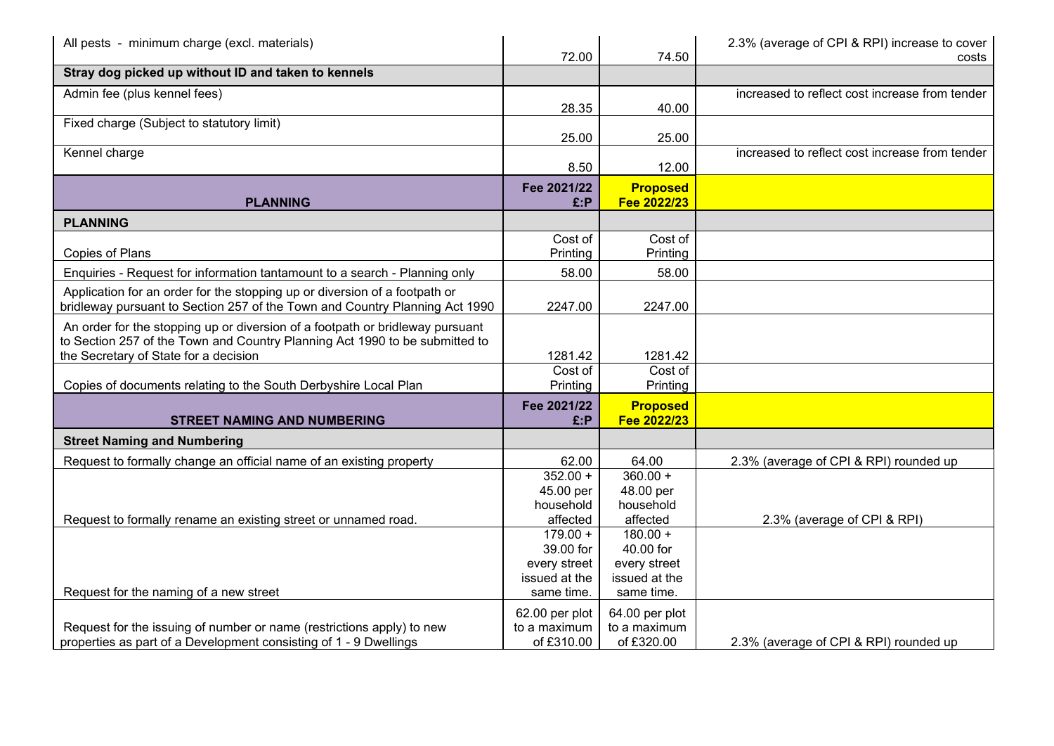| | | | |
|---|---|---|---|
| All pests - minimum charge (excl. materials) | 72.00 | 74.50 | 2.3% (average of CPI & RPI) increase to cover costs |
| **Stray dog picked up without ID and taken to kennels** | | | |
| Admin fee (plus kennel fees) | 28.35 | 40.00 | increased to reflect cost increase from tender |
| Fixed charge (Subject to statutory limit) | 25.00 | 25.00 | |
| Kennel charge | 8.50 | 12.00 | increased to reflect cost increase from tender |

| **PLANNING** | **Fee 2021/22 £:P** | **Proposed Fee 2022/23** | |
|---|---|---|---|
| **PLANNING** | | | |
| Copies of Plans | Cost of Printing | Cost of Printing | |
| Enquiries - Request for information tantamount to a search - Planning only | 58.00 | 58.00 | |
| Application for an order for the stopping up or diversion of a footpath or bridleway pursuant to Section 257 of the Town and Country Planning Act 1990 | 2247.00 | 2247.00 | |
| An order for the stopping up or diversion of a footpath or bridleway pursuant to Section 257 of the Town and Country Planning Act 1990 to be submitted to the Secretary of State for a decision | 1281.42 | 1281.42 | |
| Copies of documents relating to the South Derbyshire Local Plan | Cost of Printing | Cost of Printing | |

| **STREET NAMING AND NUMBERING** | **Fee 2021/22 £:P** | **Proposed Fee 2022/23** | |
|---|---|---|---|
| **Street Naming and Numbering** | | | |
| Request to formally change an official name of an existing property | 62.00 | 64.00 | 2.3% (average of CPI & RPI) rounded up |
| Request to formally rename an existing street or unnamed road. | 352.00 + 45.00 per household affected | 360.00 + 48.00 per household affected | 2.3% (average of CPI & RPI) |
| Request for the naming of a new street | 179.00 + 39.00 for every street issued at the same time. | 180.00 + 40.00 for every street issued at the same time. | |
| Request for the issuing of number or name (restrictions apply) to new properties as part of a Development consisting of 1 - 9 Dwellings | 62.00 per plot to a maximum of £310.00 | 64.00 per plot to a maximum of £320.00 | 2.3% (average of CPI & RPI) rounded up |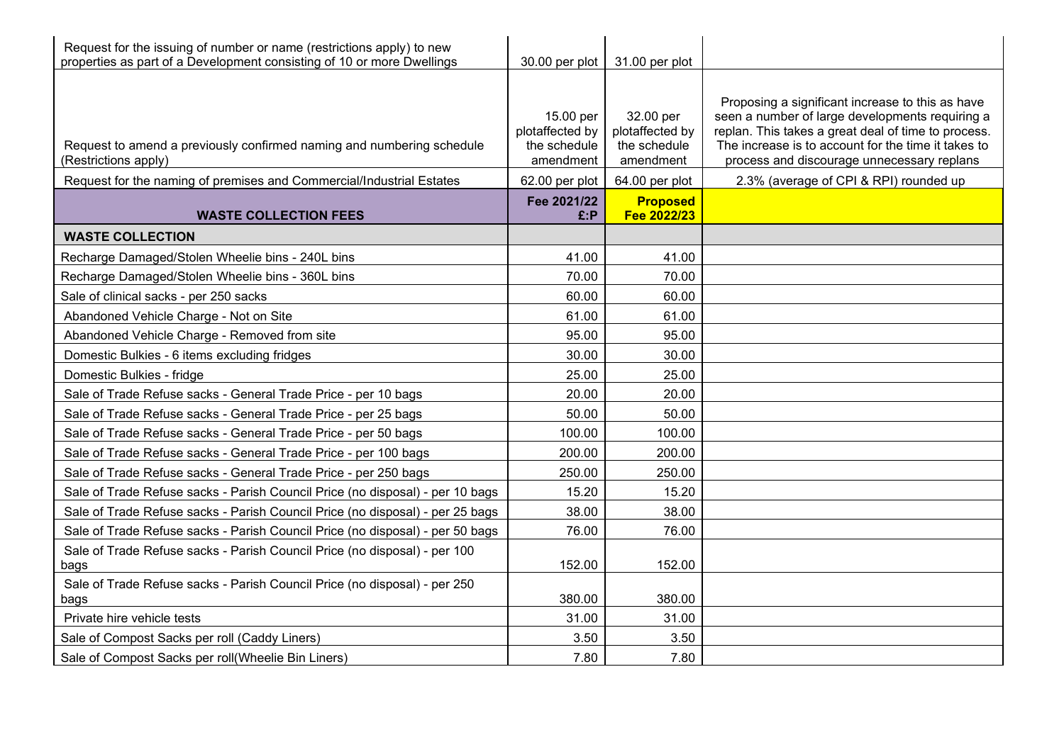| | | | |
|---|---|---|---|
| Request for the issuing of number or name (restrictions apply) to new properties as part of a Development consisting of 10 or more Dwellings | 30.00 per plot | 31.00 per plot | |
| Request to amend a previously confirmed naming and numbering schedule (Restrictions apply) | 15.00 per plotaffected by the schedule amendment | 32.00 per plotaffected by the schedule amendment | Proposing a significant increase to this as have seen a number of large developments requiring a replan. This takes a great deal of time to process. The increase is to account for the time it takes to process and discourage unnecessary replans |
| Request for the naming of premises and Commercial/Industrial Estates | 62.00 per plot | 64.00 per plot | 2.3% (average of CPI & RPI) rounded up |
| **WASTE COLLECTION FEES** | **Fee 2021/22 £:P** | **Proposed Fee 2022/23** | |
| **WASTE COLLECTION** | | | |
| Recharge Damaged/Stolen Wheelie bins - 240L bins | 41.00 | 41.00 | |
| Recharge Damaged/Stolen Wheelie bins - 360L bins | 70.00 | 70.00 | |
| Sale of clinical sacks - per 250 sacks | 60.00 | 60.00 | |
| Abandoned Vehicle Charge - Not on Site | 61.00 | 61.00 | |
| Abandoned Vehicle Charge - Removed from site | 95.00 | 95.00 | |
| Domestic Bulkies - 6 items excluding fridges | 30.00 | 30.00 | |
| Domestic Bulkies - fridge | 25.00 | 25.00 | |
| Sale of Trade Refuse sacks - General Trade Price - per 10 bags | 20.00 | 20.00 | |
| Sale of Trade Refuse sacks - General Trade Price - per 25 bags | 50.00 | 50.00 | |
| Sale of Trade Refuse sacks - General Trade Price - per 50 bags | 100.00 | 100.00 | |
| Sale of Trade Refuse sacks - General Trade Price - per 100 bags | 200.00 | 200.00 | |
| Sale of Trade Refuse sacks - General Trade Price - per 250 bags | 250.00 | 250.00 | |
| Sale of Trade Refuse sacks - Parish Council Price (no disposal) - per 10 bags | 15.20 | 15.20 | |
| Sale of Trade Refuse sacks - Parish Council Price (no disposal) - per 25 bags | 38.00 | 38.00 | |
| Sale of Trade Refuse sacks - Parish Council Price (no disposal) - per 50 bags | 76.00 | 76.00 | |
| Sale of Trade Refuse sacks - Parish Council Price (no disposal) - per 100 bags | 152.00 | 152.00 | |
| Sale of Trade Refuse sacks - Parish Council Price (no disposal) - per 250 bags | 380.00 | 380.00 | |
| Private hire vehicle tests | 31.00 | 31.00 | |
| Sale of Compost Sacks per roll (Caddy Liners) | 3.50 | 3.50 | |
| Sale of Compost Sacks per roll(Wheelie Bin Liners) | 7.80 | 7.80 | |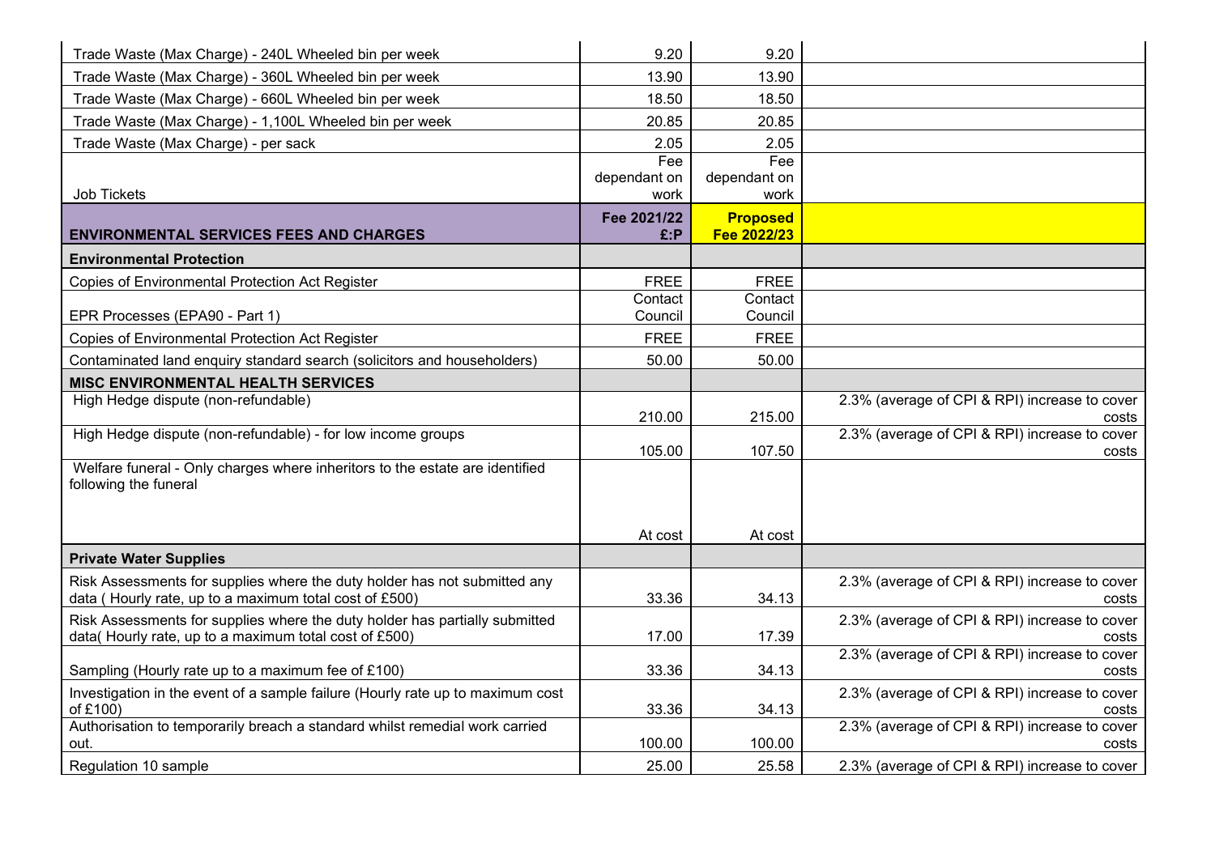| | | | |
|---|---|---|---|
| Trade Waste (Max Charge) - 240L Wheeled bin per week | 9.20 | 9.20 | |
| Trade Waste (Max Charge) - 360L Wheeled bin per week | 13.90 | 13.90 | |
| Trade Waste (Max Charge) - 660L Wheeled bin per week | 18.50 | 18.50 | |
| Trade Waste (Max Charge) - 1,100L Wheeled bin per week | 20.85 | 20.85 | |
| Trade Waste (Max Charge) - per sack | 2.05 | 2.05 | |
| Job Tickets | Fee dependant on work | Fee dependant on work | |
| **ENVIRONMENTAL SERVICES FEES AND CHARGES** | **Fee 2021/22 £:P** | **Proposed Fee 2022/23** | |
| **Environmental Protection** | | | |
| Copies of Environmental Protection Act Register | FREE | FREE | |
| EPR Processes (EPA90 - Part 1) | Contact Council | Contact Council | |
| Copies of Environmental Protection Act Register | FREE | FREE | |
| Contaminated land enquiry standard search (solicitors and householders) | 50.00 | 50.00 | |
| **MISC ENVIRONMENTAL HEALTH SERVICES** | | | |
| High Hedge dispute (non-refundable) | 210.00 | 215.00 | 2.3% (average of CPI & RPI) increase to cover costs |
| High Hedge dispute (non-refundable) - for low income groups | 105.00 | 107.50 | 2.3% (average of CPI & RPI) increase to cover costs |
| Welfare funeral - Only charges where inheritors to the estate are identified following the funeral | At cost | At cost | |
| **Private Water Supplies** | | | |
| Risk Assessments for supplies where the duty holder has not submitted any data ( Hourly rate, up to a maximum total cost of £500) | 33.36 | 34.13 | 2.3% (average of CPI & RPI) increase to cover costs |
| Risk Assessments for supplies where the duty holder has partially submitted data( Hourly rate, up to a maximum total cost of £500) | 17.00 | 17.39 | 2.3% (average of CPI & RPI) increase to cover costs |
| Sampling (Hourly rate up to a maximum fee of £100) | 33.36 | 34.13 | 2.3% (average of CPI & RPI) increase to cover costs |
| Investigation in the event of a sample failure (Hourly rate up to maximum cost of £100) | 33.36 | 34.13 | 2.3% (average of CPI & RPI) increase to cover costs |
| Authorisation to temporarily breach a standard whilst remedial work carried out. | 100.00 | 100.00 | 2.3% (average of CPI & RPI) increase to cover costs |
| Regulation 10 sample | 25.00 | 25.58 | 2.3% (average of CPI & RPI) increase to cover |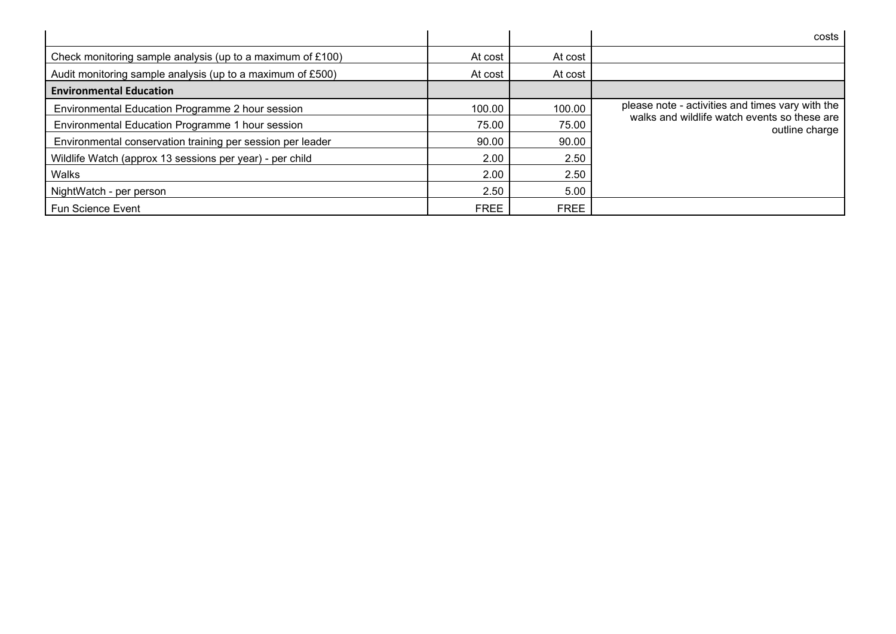| | | | |
|---|---|---|---|
| | | | costs |
| Check monitoring sample analysis (up to a maximum of £100) | At cost | At cost | |
| Audit monitoring sample analysis (up to a maximum of £500) | At cost | At cost | |
| **Environmental Education** | | | |
| Environmental Education Programme 2 hour session | 100.00 | 100.00 | please note - activities and times vary with the walks and wildlife watch events so these are outline charge |
| Environmental Education Programme 1 hour session | 75.00 | 75.00 | |
| Environmental conservation training per session per leader | 90.00 | 90.00 | |
| Wildlife Watch (approx 13 sessions per year) - per child | 2.00 | 2.50 | |
| Walks | 2.00 | 2.50 | |
| NightWatch - per person | 2.50 | 5.00 | |
| Fun Science Event | FREE | FREE | |